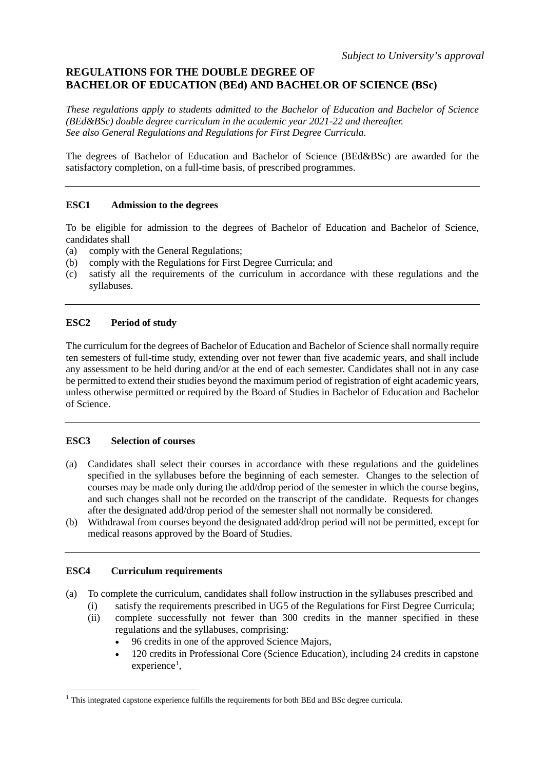*Subject to University's approval*

# REGULATIONS FOR THE DOUBLE DEGREE OF BACHELOR OF EDUCATION (BEd) AND BACHELOR OF SCIENCE (BSc)

*These regulations apply to students admitted to the Bachelor of Education and Bachelor of Science (BEd&BSc) double degree curriculum in the academic year 2021-22 and thereafter.*
*See also General Regulations and Regulations for First Degree Curricula.*

The degrees of Bachelor of Education and Bachelor of Science (BEd&BSc) are awarded for the satisfactory completion, on a full-time basis, of prescribed programmes.

---

## ESC1 Admission to the degrees

To be eligible for admission to the degrees of Bachelor of Education and Bachelor of Science, candidates shall

(a) comply with the General Regulations;
(b) comply with the Regulations for First Degree Curricula; and
(c) satisfy all the requirements of the curriculum in accordance with these regulations and the syllabuses.

---

## ESC2 Period of study

The curriculum for the degrees of Bachelor of Education and Bachelor of Science shall normally require ten semesters of full-time study, extending over not fewer than five academic years, and shall include any assessment to be held during and/or at the end of each semester. Candidates shall not in any case be permitted to extend their studies beyond the maximum period of registration of eight academic years, unless otherwise permitted or required by the Board of Studies in Bachelor of Education and Bachelor of Science.

---

## ESC3 Selection of courses

(a) Candidates shall select their courses in accordance with these regulations and the guidelines specified in the syllabuses before the beginning of each semester. Changes to the selection of courses may be made only during the add/drop period of the semester in which the course begins, and such changes shall not be recorded on the transcript of the candidate. Requests for changes after the designated add/drop period of the semester shall not normally be considered.

(b) Withdrawal from courses beyond the designated add/drop period will not be permitted, except for medical reasons approved by the Board of Studies.

---

## ESC4 Curriculum requirements

(a) To complete the curriculum, candidates shall follow instruction in the syllabuses prescribed and
   (i) satisfy the requirements prescribed in UG5 of the Regulations for First Degree Curricula;
   (ii) complete successfully not fewer than 300 credits in the manner specified in these regulations and the syllabuses, comprising:
   - 96 credits in one of the approved Science Majors,
   - 120 credits in Professional Core (Science Education), including 24 credits in capstone experience[1],

---

[1] This integrated capstone experience fulfills the requirements for both BEd and BSc degree curricula.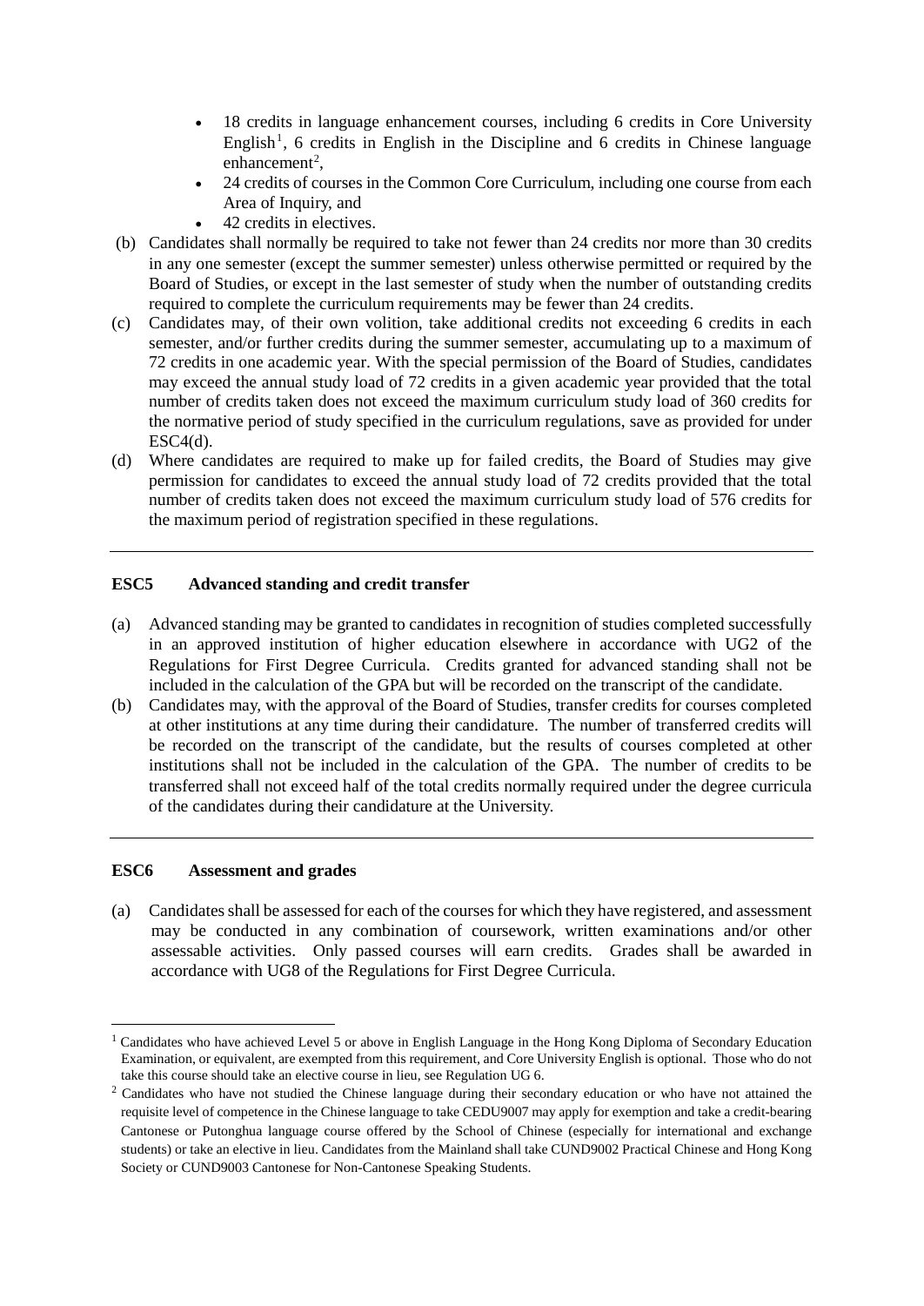- 18 credits in language enhancement courses, including 6 credits in Core University English[1], 6 credits in English in the Discipline and 6 credits in Chinese language enhancement[2],
- 24 credits of courses in the Common Core Curriculum, including one course from each Area of Inquiry, and
- 42 credits in electives.

(b) Candidates shall normally be required to take not fewer than 24 credits nor more than 30 credits in any one semester (except the summer semester) unless otherwise permitted or required by the Board of Studies, or except in the last semester of study when the number of outstanding credits required to complete the curriculum requirements may be fewer than 24 credits.

(c) Candidates may, of their own volition, take additional credits not exceeding 6 credits in each semester, and/or further credits during the summer semester, accumulating up to a maximum of 72 credits in one academic year. With the special permission of the Board of Studies, candidates may exceed the annual study load of 72 credits in a given academic year provided that the total number of credits taken does not exceed the maximum curriculum study load of 360 credits for the normative period of study specified in the curriculum regulations, save as provided for under ESC4(d).

(d) Where candidates are required to make up for failed credits, the Board of Studies may give permission for candidates to exceed the annual study load of 72 credits provided that the total number of credits taken does not exceed the maximum curriculum study load of 576 credits for the maximum period of registration specified in these regulations.

---

## ESC5 Advanced standing and credit transfer

(a) Advanced standing may be granted to candidates in recognition of studies completed successfully in an approved institution of higher education elsewhere in accordance with UG2 of the Regulations for First Degree Curricula. Credits granted for advanced standing shall not be included in the calculation of the GPA but will be recorded on the transcript of the candidate.

(b) Candidates may, with the approval of the Board of Studies, transfer credits for courses completed at other institutions at any time during their candidature. The number of transferred credits will be recorded on the transcript of the candidate, but the results of courses completed at other institutions shall not be included in the calculation of the GPA. The number of credits to be transferred shall not exceed half of the total credits normally required under the degree curricula of the candidates during their candidature at the University.

---

## ESC6 Assessment and grades

(a) Candidates shall be assessed for each of the courses for which they have registered, and assessment may be conducted in any combination of coursework, written examinations and/or other assessable activities. Only passed courses will earn credits. Grades shall be awarded in accordance with UG8 of the Regulations for First Degree Curricula.

---

[1] Candidates who have achieved Level 5 or above in English Language in the Hong Kong Diploma of Secondary Education Examination, or equivalent, are exempted from this requirement, and Core University English is optional. Those who do not take this course should take an elective course in lieu, see Regulation UG 6.

[2] Candidates who have not studied the Chinese language during their secondary education or who have not attained the requisite level of competence in the Chinese language to take CEDU9007 may apply for exemption and take a credit-bearing Cantonese or Putonghua language course offered by the School of Chinese (especially for international and exchange students) or take an elective in lieu. Candidates from the Mainland shall take CUND9002 Practical Chinese and Hong Kong Society or CUND9003 Cantonese for Non-Cantonese Speaking Students.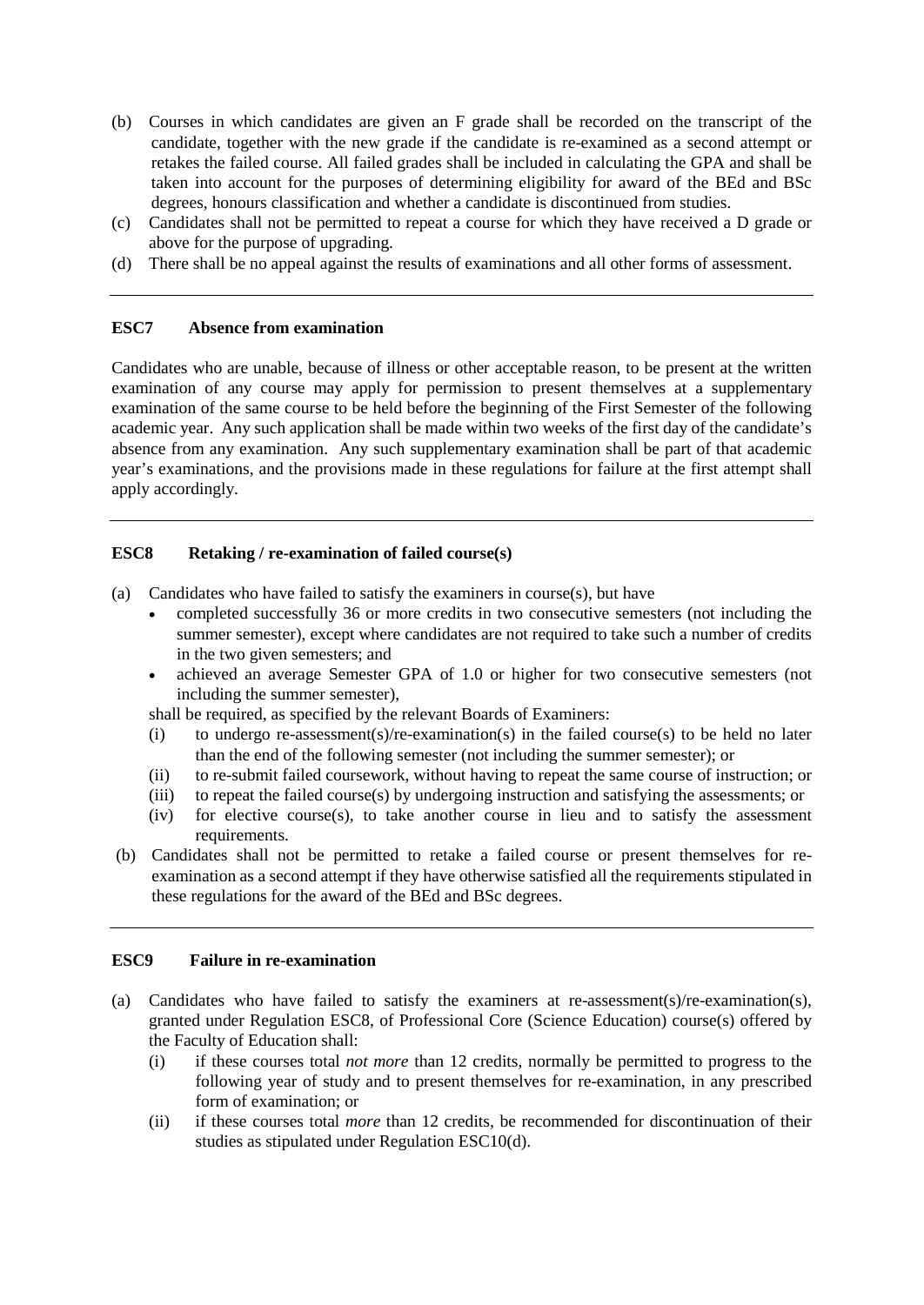(b) Courses in which candidates are given an F grade shall be recorded on the transcript of the candidate, together with the new grade if the candidate is re-examined as a second attempt or retakes the failed course. All failed grades shall be included in calculating the GPA and shall be taken into account for the purposes of determining eligibility for award of the BEd and BSc degrees, honours classification and whether a candidate is discontinued from studies.

(c) Candidates shall not be permitted to repeat a course for which they have received a D grade or above for the purpose of upgrading.

(d) There shall be no appeal against the results of examinations and all other forms of assessment.

---

## ESC7 Absence from examination

Candidates who are unable, because of illness or other acceptable reason, to be present at the written examination of any course may apply for permission to present themselves at a supplementary examination of the same course to be held before the beginning of the First Semester of the following academic year. Any such application shall be made within two weeks of the first day of the candidate's absence from any examination. Any such supplementary examination shall be part of that academic year's examinations, and the provisions made in these regulations for failure at the first attempt shall apply accordingly.

---

## ESC8 Retaking / re-examination of failed course(s)

(a) Candidates who have failed to satisfy the examiners in course(s), but have

- completed successfully 36 or more credits in two consecutive semesters (not including the summer semester), except where candidates are not required to take such a number of credits in the two given semesters; and
- achieved an average Semester GPA of 1.0 or higher for two consecutive semesters (not including the summer semester),

shall be required, as specified by the relevant Boards of Examiners:

(i) to undergo re-assessment(s)/re-examination(s) in the failed course(s) to be held no later than the end of the following semester (not including the summer semester); or

(ii) to re-submit failed coursework, without having to repeat the same course of instruction; or

(iii) to repeat the failed course(s) by undergoing instruction and satisfying the assessments; or

(iv) for elective course(s), to take another course in lieu and to satisfy the assessment requirements.

(b) Candidates shall not be permitted to retake a failed course or present themselves for re-examination as a second attempt if they have otherwise satisfied all the requirements stipulated in these regulations for the award of the BEd and BSc degrees.

---

## ESC9 Failure in re-examination

(a) Candidates who have failed to satisfy the examiners at re-assessment(s)/re-examination(s), granted under Regulation ESC8, of Professional Core (Science Education) course(s) offered by the Faculty of Education shall:

(i) if these courses total *not more* than 12 credits, normally be permitted to progress to the following year of study and to present themselves for re-examination, in any prescribed form of examination; or

(ii) if these courses total *more* than 12 credits, be recommended for discontinuation of their studies as stipulated under Regulation ESC10(d).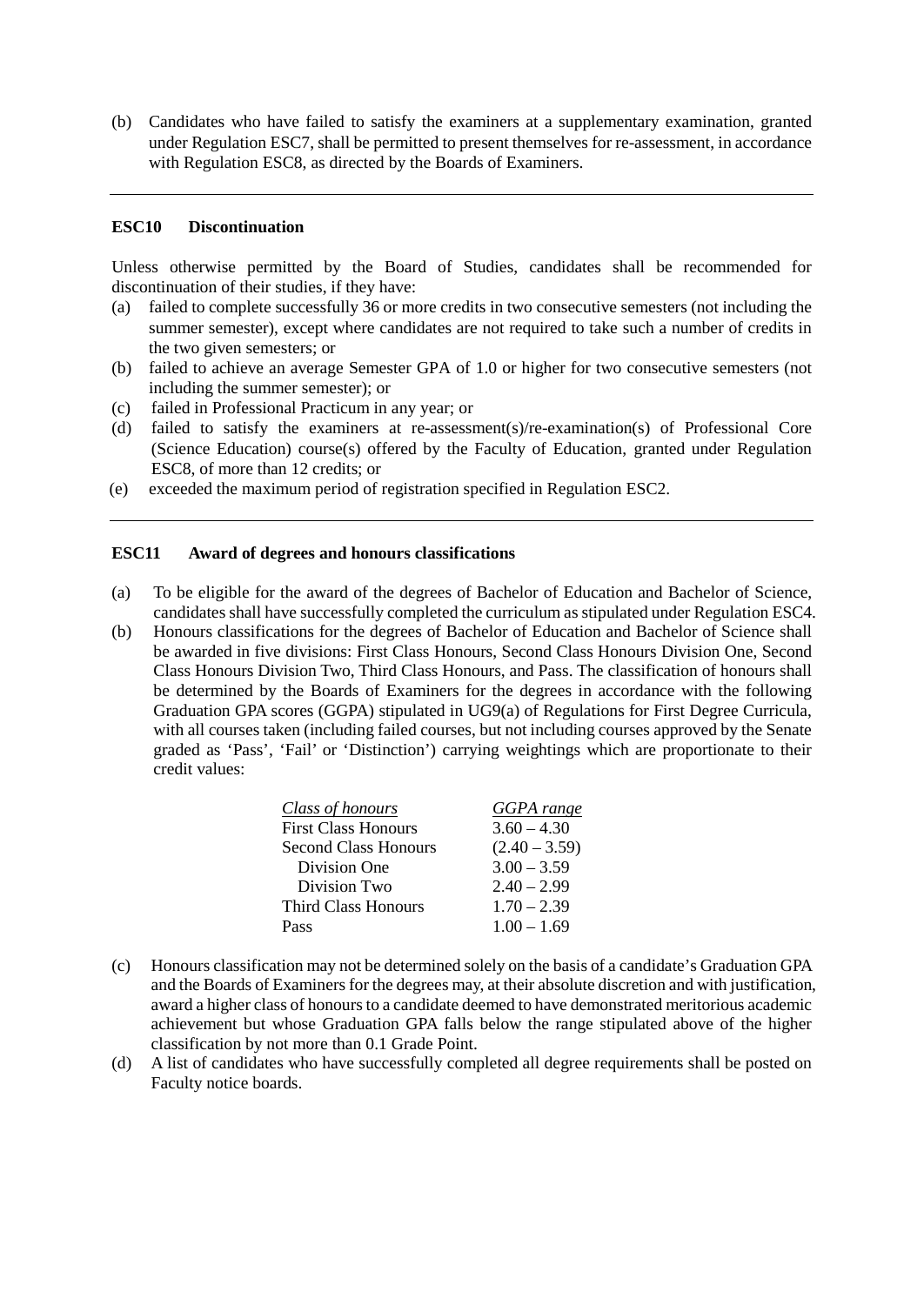(b) Candidates who have failed to satisfy the examiners at a supplementary examination, granted under Regulation ESC7, shall be permitted to present themselves for re-assessment, in accordance with Regulation ESC8, as directed by the Boards of Examiners.

---

### ESC10 Discontinuation

Unless otherwise permitted by the Board of Studies, candidates shall be recommended for discontinuation of their studies, if they have:

(a) failed to complete successfully 36 or more credits in two consecutive semesters (not including the summer semester), except where candidates are not required to take such a number of credits in the two given semesters; or

(b) failed to achieve an average Semester GPA of 1.0 or higher for two consecutive semesters (not including the summer semester); or

(c) failed in Professional Practicum in any year; or

(d) failed to satisfy the examiners at re-assessment(s)/re-examination(s) of Professional Core (Science Education) course(s) offered by the Faculty of Education, granted under Regulation ESC8, of more than 12 credits; or

(e) exceeded the maximum period of registration specified in Regulation ESC2.

---

### ESC11 Award of degrees and honours classifications

(a) To be eligible for the award of the degrees of Bachelor of Education and Bachelor of Science, candidates shall have successfully completed the curriculum as stipulated under Regulation ESC4.

(b) Honours classifications for the degrees of Bachelor of Education and Bachelor of Science shall be awarded in five divisions: First Class Honours, Second Class Honours Division One, Second Class Honours Division Two, Third Class Honours, and Pass. The classification of honours shall be determined by the Boards of Examiners for the degrees in accordance with the following Graduation GPA scores (GGPA) stipulated in UG9(a) of Regulations for First Degree Curricula, with all courses taken (including failed courses, but not including courses approved by the Senate graded as 'Pass', 'Fail' or 'Distinction') carrying weightings which are proportionate to their credit values:

| *Class of honours* | *GGPA range* |
|---|---|
| First Class Honours | 3.60 – 4.30 |
| Second Class Honours | (2.40 – 3.59) |
| Division One | 3.00 – 3.59 |
| Division Two | 2.40 – 2.99 |
| Third Class Honours | 1.70 – 2.39 |
| Pass | 1.00 – 1.69 |

(c) Honours classification may not be determined solely on the basis of a candidate's Graduation GPA and the Boards of Examiners for the degrees may, at their absolute discretion and with justification, award a higher class of honours to a candidate deemed to have demonstrated meritorious academic achievement but whose Graduation GPA falls below the range stipulated above of the higher classification by not more than 0.1 Grade Point.

(d) A list of candidates who have successfully completed all degree requirements shall be posted on Faculty notice boards.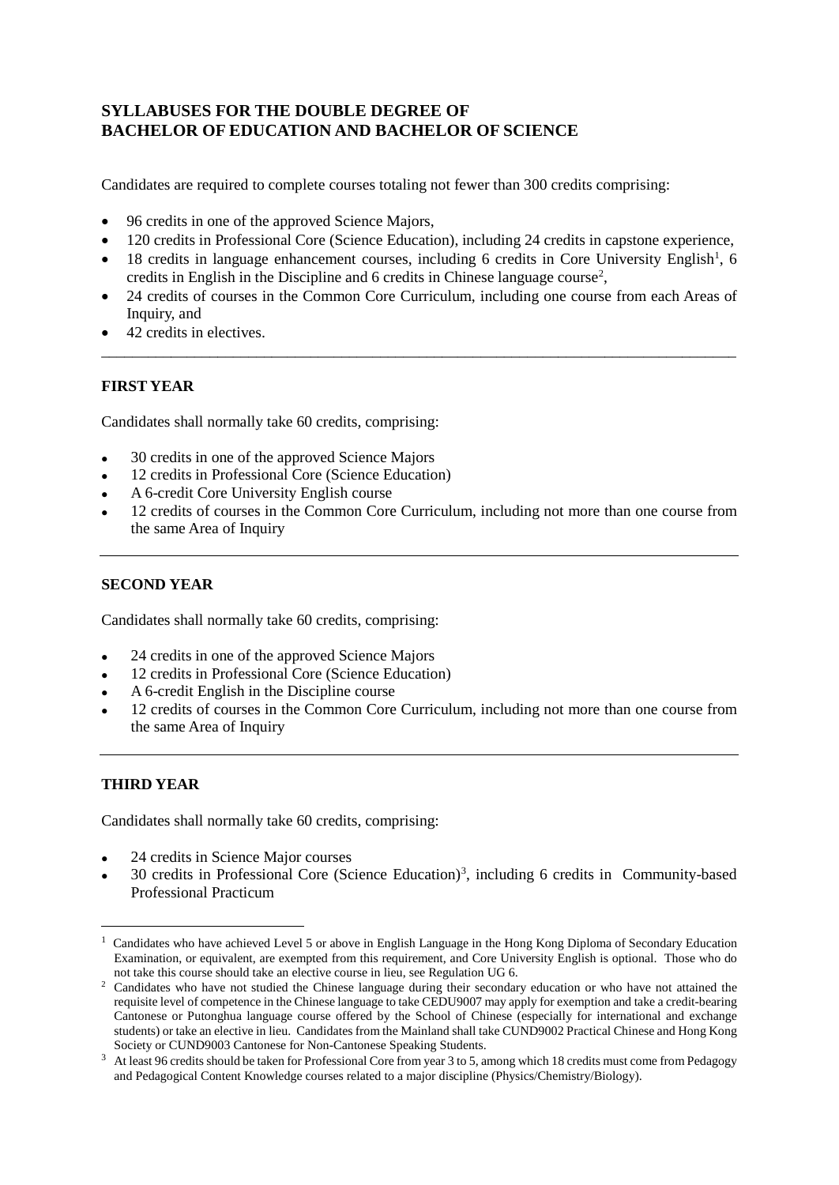## SYLLABUSES FOR THE DOUBLE DEGREE OF BACHELOR OF EDUCATION AND BACHELOR OF SCIENCE

Candidates are required to complete courses totaling not fewer than 300 credits comprising:

- 96 credits in one of the approved Science Majors,
- 120 credits in Professional Core (Science Education), including 24 credits in capstone experience,
- 18 credits in language enhancement courses, including 6 credits in Core University English[1], 6 credits in English in the Discipline and 6 credits in Chinese language course[2],
- 24 credits of courses in the Common Core Curriculum, including one course from each Areas of Inquiry, and
- 42 credits in electives.

---

### FIRST YEAR

Candidates shall normally take 60 credits, comprising:

- 30 credits in one of the approved Science Majors
- 12 credits in Professional Core (Science Education)
- A 6-credit Core University English course
- 12 credits of courses in the Common Core Curriculum, including not more than one course from the same Area of Inquiry

---

### SECOND YEAR

Candidates shall normally take 60 credits, comprising:

- 24 credits in one of the approved Science Majors
- 12 credits in Professional Core (Science Education)
- A 6-credit English in the Discipline course
- 12 credits of courses in the Common Core Curriculum, including not more than one course from the same Area of Inquiry

---

### THIRD YEAR

Candidates shall normally take 60 credits, comprising:

- 24 credits in Science Major courses
- 30 credits in Professional Core (Science Education)[3], including 6 credits in Community-based Professional Practicum

---

[1] Candidates who have achieved Level 5 or above in English Language in the Hong Kong Diploma of Secondary Education Examination, or equivalent, are exempted from this requirement, and Core University English is optional. Those who do not take this course should take an elective course in lieu, see Regulation UG 6.

[2] Candidates who have not studied the Chinese language during their secondary education or who have not attained the requisite level of competence in the Chinese language to take CEDU9007 may apply for exemption and take a credit-bearing Cantonese or Putonghua language course offered by the School of Chinese (especially for international and exchange students) or take an elective in lieu. Candidates from the Mainland shall take CUND9002 Practical Chinese and Hong Kong Society or CUND9003 Cantonese for Non-Cantonese Speaking Students.

[3] At least 96 credits should be taken for Professional Core from year 3 to 5, among which 18 credits must come from Pedagogy and Pedagogical Content Knowledge courses related to a major discipline (Physics/Chemistry/Biology).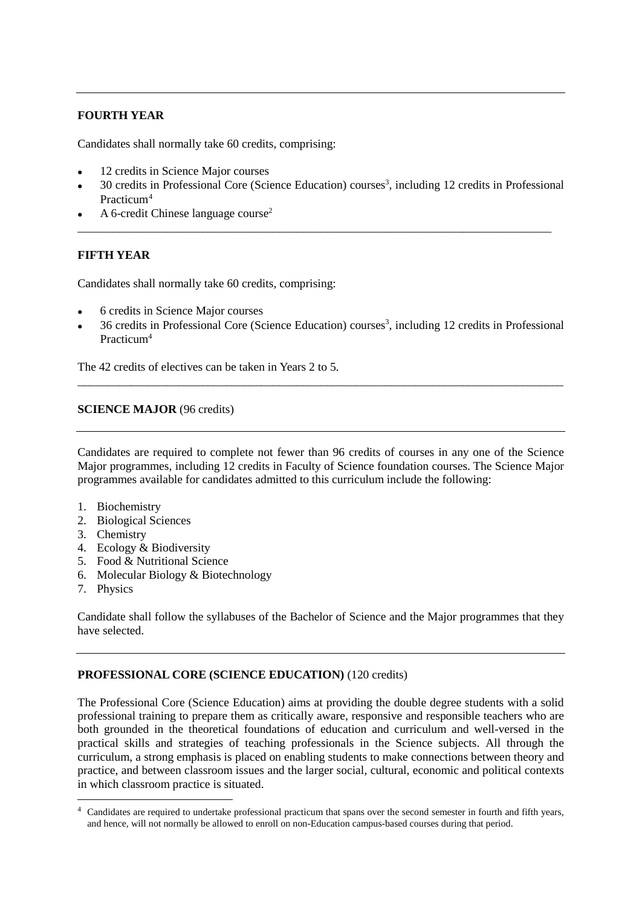## FOURTH YEAR

Candidates shall normally take 60 credits, comprising:

- 12 credits in Science Major courses
- 30 credits in Professional Core (Science Education) courses[3], including 12 credits in Professional Practicum[4]
- A 6-credit Chinese language course[2]

## FIFTH YEAR

Candidates shall normally take 60 credits, comprising:

- 6 credits in Science Major courses
- 36 credits in Professional Core (Science Education) courses[3], including 12 credits in Professional Practicum[4]

The 42 credits of electives can be taken in Years 2 to 5.

## SCIENCE MAJOR (96 credits)

Candidates are required to complete not fewer than 96 credits of courses in any one of the Science Major programmes, including 12 credits in Faculty of Science foundation courses. The Science Major programmes available for candidates admitted to this curriculum include the following:

1. Biochemistry
2. Biological Sciences
3. Chemistry
4. Ecology & Biodiversity
5. Food & Nutritional Science
6. Molecular Biology & Biotechnology
7. Physics

Candidate shall follow the syllabuses of the Bachelor of Science and the Major programmes that they have selected.

## PROFESSIONAL CORE (SCIENCE EDUCATION) (120 credits)

The Professional Core (Science Education) aims at providing the double degree students with a solid professional training to prepare them as critically aware, responsive and responsible teachers who are both grounded in the theoretical foundations of education and curriculum and well-versed in the practical skills and strategies of teaching professionals in the Science subjects. All through the curriculum, a strong emphasis is placed on enabling students to make connections between theory and practice, and between classroom issues and the larger social, cultural, economic and political contexts in which classroom practice is situated.

[4] Candidates are required to undertake professional practicum that spans over the second semester in fourth and fifth years, and hence, will not normally be allowed to enroll on non-Education campus-based courses during that period.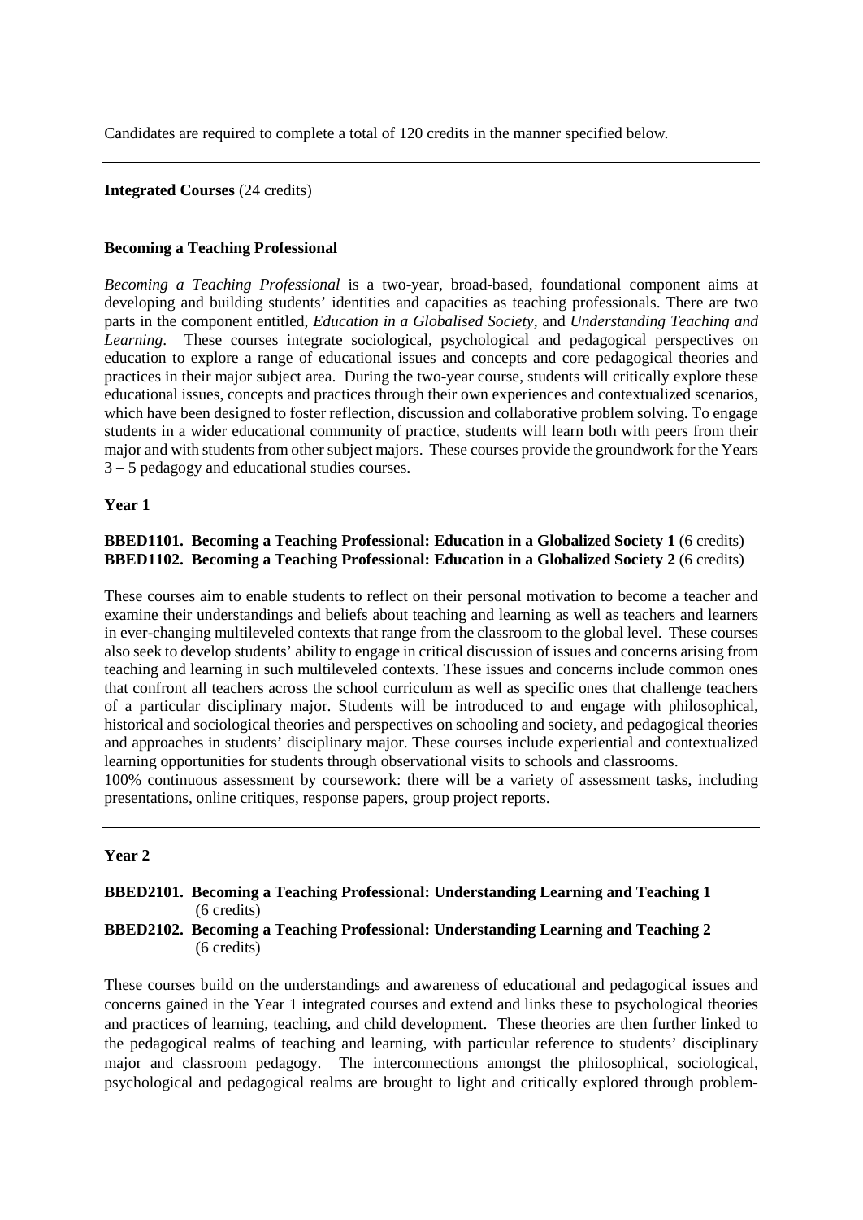Candidates are required to complete a total of 120 credits in the manner specified below.

---

**Integrated Courses** (24 credits)

---

**Becoming a Teaching Professional**

*Becoming a Teaching Professional* is a two-year, broad-based, foundational component aims at developing and building students' identities and capacities as teaching professionals. There are two parts in the component entitled, *Education in a Globalised Society*, and *Understanding Teaching and Learning*. These courses integrate sociological, psychological and pedagogical perspectives on education to explore a range of educational issues and concepts and core pedagogical theories and practices in their major subject area. During the two-year course, students will critically explore these educational issues, concepts and practices through their own experiences and contextualized scenarios, which have been designed to foster reflection, discussion and collaborative problem solving. To engage students in a wider educational community of practice, students will learn both with peers from their major and with students from other subject majors. These courses provide the groundwork for the Years 3 – 5 pedagogy and educational studies courses.

**Year 1**

**BBED1101. Becoming a Teaching Professional: Education in a Globalized Society 1** (6 credits)
**BBED1102. Becoming a Teaching Professional: Education in a Globalized Society 2** (6 credits)

These courses aim to enable students to reflect on their personal motivation to become a teacher and examine their understandings and beliefs about teaching and learning as well as teachers and learners in ever-changing multileveled contexts that range from the classroom to the global level. These courses also seek to develop students' ability to engage in critical discussion of issues and concerns arising from teaching and learning in such multileveled contexts. These issues and concerns include common ones that confront all teachers across the school curriculum as well as specific ones that challenge teachers of a particular disciplinary major. Students will be introduced to and engage with philosophical, historical and sociological theories and perspectives on schooling and society, and pedagogical theories and approaches in students' disciplinary major. These courses include experiential and contextualized learning opportunities for students through observational visits to schools and classrooms.
100% continuous assessment by coursework: there will be a variety of assessment tasks, including presentations, online critiques, response papers, group project reports.

---

**Year 2**

**BBED2101. Becoming a Teaching Professional: Understanding Learning and Teaching 1** (6 credits)
**BBED2102. Becoming a Teaching Professional: Understanding Learning and Teaching 2** (6 credits)

These courses build on the understandings and awareness of educational and pedagogical issues and concerns gained in the Year 1 integrated courses and extend and links these to psychological theories and practices of learning, teaching, and child development. These theories are then further linked to the pedagogical realms of teaching and learning, with particular reference to students' disciplinary major and classroom pedagogy. The interconnections amongst the philosophical, sociological, psychological and pedagogical realms are brought to light and critically explored through problem-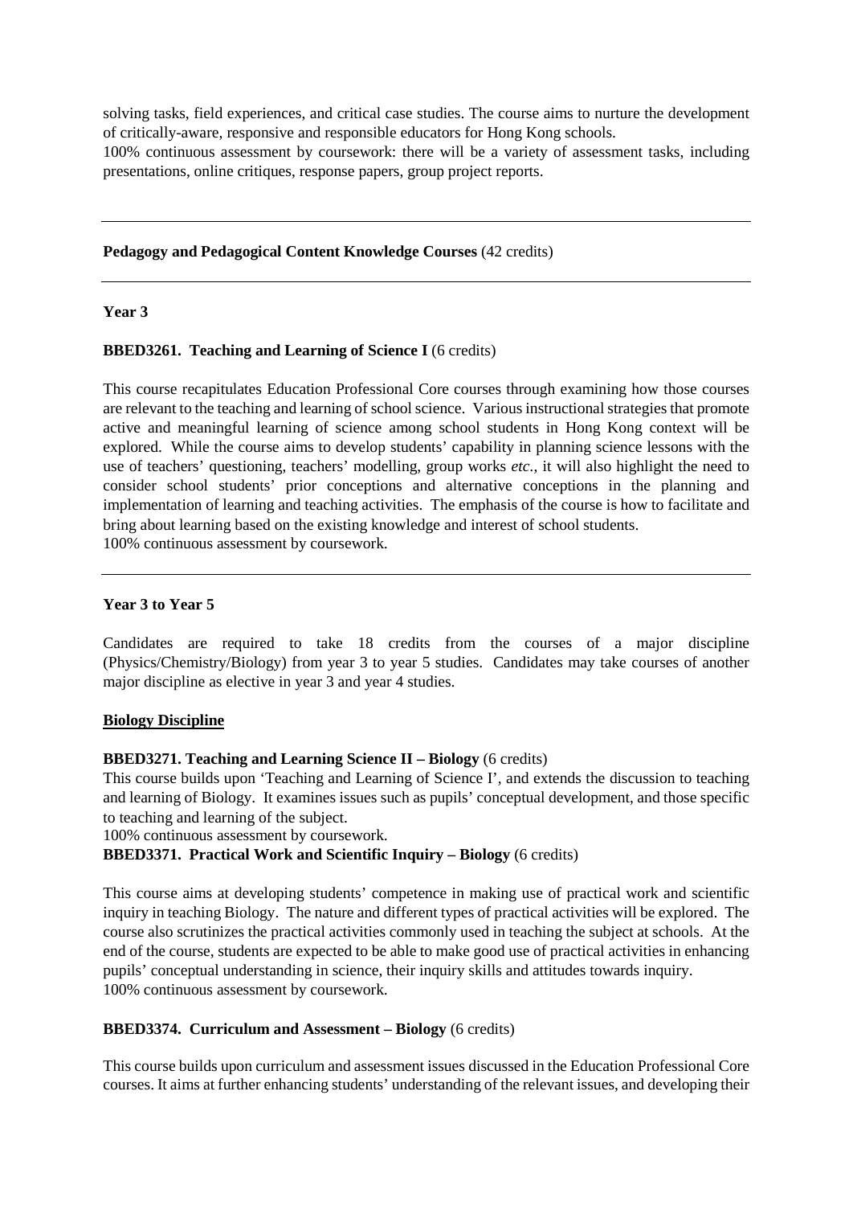solving tasks, field experiences, and critical case studies. The course aims to nurture the development of critically-aware, responsive and responsible educators for Hong Kong schools.
100% continuous assessment by coursework: there will be a variety of assessment tasks, including presentations, online critiques, response papers, group project reports.

---

**Pedagogy and Pedagogical Content Knowledge Courses** (42 credits)

---

**Year 3**

**BBED3261. Teaching and Learning of Science I** (6 credits)

This course recapitulates Education Professional Core courses through examining how those courses are relevant to the teaching and learning of school science. Various instructional strategies that promote active and meaningful learning of science among school students in Hong Kong context will be explored. While the course aims to develop students' capability in planning science lessons with the use of teachers' questioning, teachers' modelling, group works *etc.*, it will also highlight the need to consider school students' prior conceptions and alternative conceptions in the planning and implementation of learning and teaching activities. The emphasis of the course is how to facilitate and bring about learning based on the existing knowledge and interest of school students.
100% continuous assessment by coursework.

---

**Year 3 to Year 5**

Candidates are required to take 18 credits from the courses of a major discipline (Physics/Chemistry/Biology) from year 3 to year 5 studies. Candidates may take courses of another major discipline as elective in year 3 and year 4 studies.

**<u>Biology Discipline</u>**

**BBED3271. Teaching and Learning Science II – Biology** (6 credits)
This course builds upon 'Teaching and Learning of Science I', and extends the discussion to teaching and learning of Biology. It examines issues such as pupils' conceptual development, and those specific to teaching and learning of the subject.
100% continuous assessment by coursework.

**BBED3371. Practical Work and Scientific Inquiry – Biology** (6 credits)

This course aims at developing students' competence in making use of practical work and scientific inquiry in teaching Biology. The nature and different types of practical activities will be explored. The course also scrutinizes the practical activities commonly used in teaching the subject at schools. At the end of the course, students are expected to be able to make good use of practical activities in enhancing pupils' conceptual understanding in science, their inquiry skills and attitudes towards inquiry.
100% continuous assessment by coursework.

**BBED3374. Curriculum and Assessment – Biology** (6 credits)

This course builds upon curriculum and assessment issues discussed in the Education Professional Core courses. It aims at further enhancing students' understanding of the relevant issues, and developing their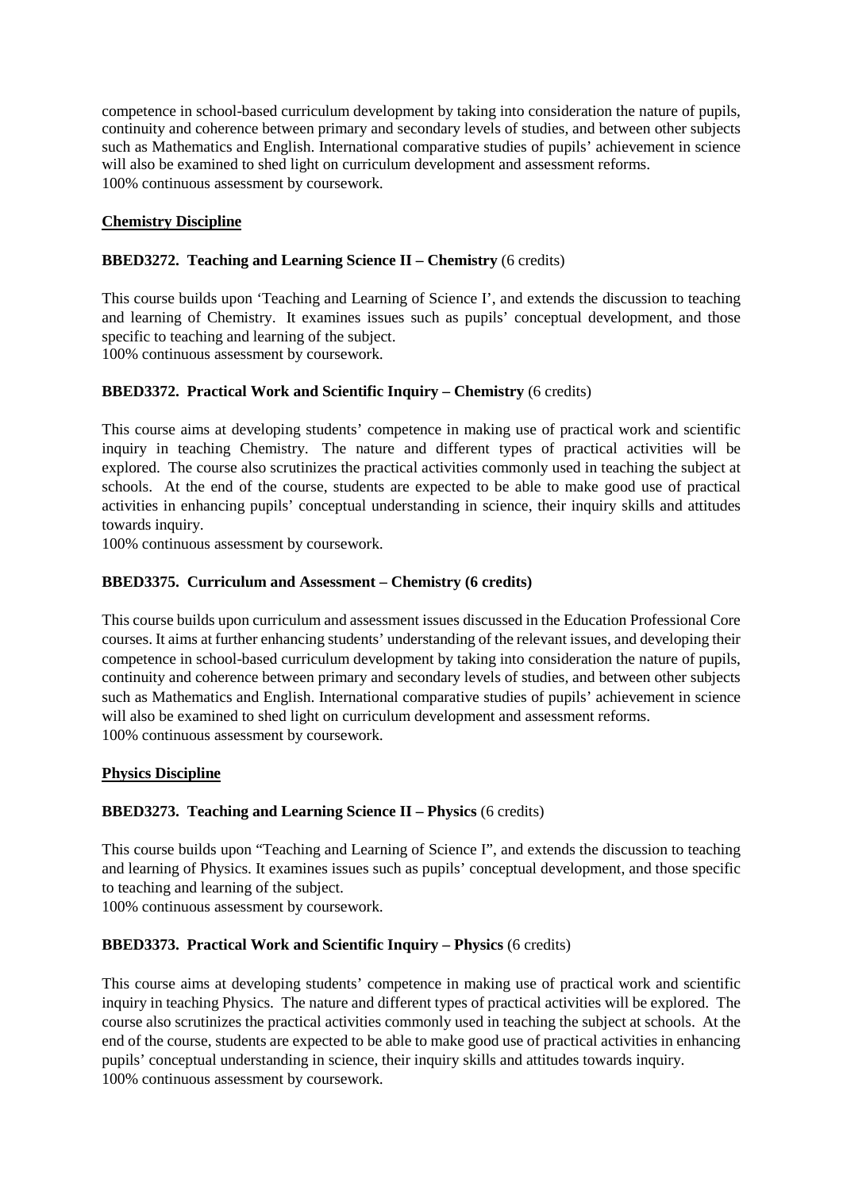competence in school-based curriculum development by taking into consideration the nature of pupils, continuity and coherence between primary and secondary levels of studies, and between other subjects such as Mathematics and English. International comparative studies of pupils' achievement in science will also be examined to shed light on curriculum development and assessment reforms.
100% continuous assessment by coursework.

**Chemistry Discipline**

**BBED3272. Teaching and Learning Science II – Chemistry** (6 credits)

This course builds upon 'Teaching and Learning of Science I', and extends the discussion to teaching and learning of Chemistry. It examines issues such as pupils' conceptual development, and those specific to teaching and learning of the subject.
100% continuous assessment by coursework.

**BBED3372. Practical Work and Scientific Inquiry – Chemistry** (6 credits)

This course aims at developing students' competence in making use of practical work and scientific inquiry in teaching Chemistry. The nature and different types of practical activities will be explored. The course also scrutinizes the practical activities commonly used in teaching the subject at schools. At the end of the course, students are expected to be able to make good use of practical activities in enhancing pupils' conceptual understanding in science, their inquiry skills and attitudes towards inquiry.
100% continuous assessment by coursework.

**BBED3375. Curriculum and Assessment – Chemistry (6 credits)**

This course builds upon curriculum and assessment issues discussed in the Education Professional Core courses. It aims at further enhancing students' understanding of the relevant issues, and developing their competence in school-based curriculum development by taking into consideration the nature of pupils, continuity and coherence between primary and secondary levels of studies, and between other subjects such as Mathematics and English. International comparative studies of pupils' achievement in science will also be examined to shed light on curriculum development and assessment reforms.
100% continuous assessment by coursework.

**Physics Discipline**

**BBED3273. Teaching and Learning Science II – Physics** (6 credits)

This course builds upon "Teaching and Learning of Science I", and extends the discussion to teaching and learning of Physics. It examines issues such as pupils' conceptual development, and those specific to teaching and learning of the subject.
100% continuous assessment by coursework.

**BBED3373. Practical Work and Scientific Inquiry – Physics** (6 credits)

This course aims at developing students' competence in making use of practical work and scientific inquiry in teaching Physics. The nature and different types of practical activities will be explored. The course also scrutinizes the practical activities commonly used in teaching the subject at schools. At the end of the course, students are expected to be able to make good use of practical activities in enhancing pupils' conceptual understanding in science, their inquiry skills and attitudes towards inquiry.
100% continuous assessment by coursework.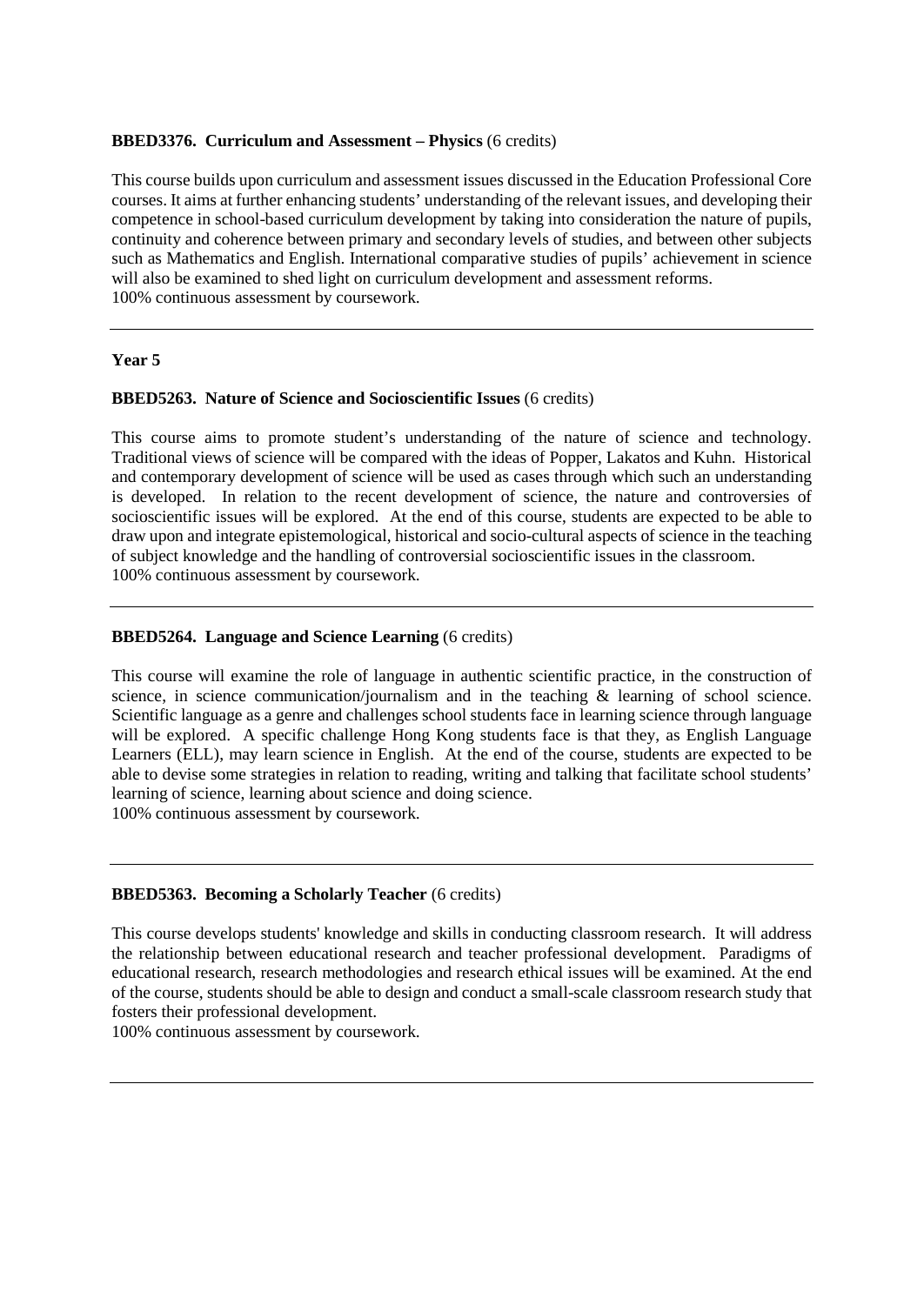**BBED3376. Curriculum and Assessment – Physics** (6 credits)

This course builds upon curriculum and assessment issues discussed in the Education Professional Core courses. It aims at further enhancing students' understanding of the relevant issues, and developing their competence in school-based curriculum development by taking into consideration the nature of pupils, continuity and coherence between primary and secondary levels of studies, and between other subjects such as Mathematics and English. International comparative studies of pupils' achievement in science will also be examined to shed light on curriculum development and assessment reforms.
100% continuous assessment by coursework.

---

## Year 5

**BBED5263. Nature of Science and Socioscientific Issues** (6 credits)

This course aims to promote student's understanding of the nature of science and technology. Traditional views of science will be compared with the ideas of Popper, Lakatos and Kuhn. Historical and contemporary development of science will be used as cases through which such an understanding is developed. In relation to the recent development of science, the nature and controversies of socioscientific issues will be explored. At the end of this course, students are expected to be able to draw upon and integrate epistemological, historical and socio-cultural aspects of science in the teaching of subject knowledge and the handling of controversial socioscientific issues in the classroom.
100% continuous assessment by coursework.

---

**BBED5264. Language and Science Learning** (6 credits)

This course will examine the role of language in authentic scientific practice, in the construction of science, in science communication/journalism and in the teaching & learning of school science. Scientific language as a genre and challenges school students face in learning science through language will be explored. A specific challenge Hong Kong students face is that they, as English Language Learners (ELL), may learn science in English. At the end of the course, students are expected to be able to devise some strategies in relation to reading, writing and talking that facilitate school students' learning of science, learning about science and doing science.
100% continuous assessment by coursework.

---

**BBED5363. Becoming a Scholarly Teacher** (6 credits)

This course develops students' knowledge and skills in conducting classroom research. It will address the relationship between educational research and teacher professional development. Paradigms of educational research, research methodologies and research ethical issues will be examined. At the end of the course, students should be able to design and conduct a small-scale classroom research study that fosters their professional development.
100% continuous assessment by coursework.

---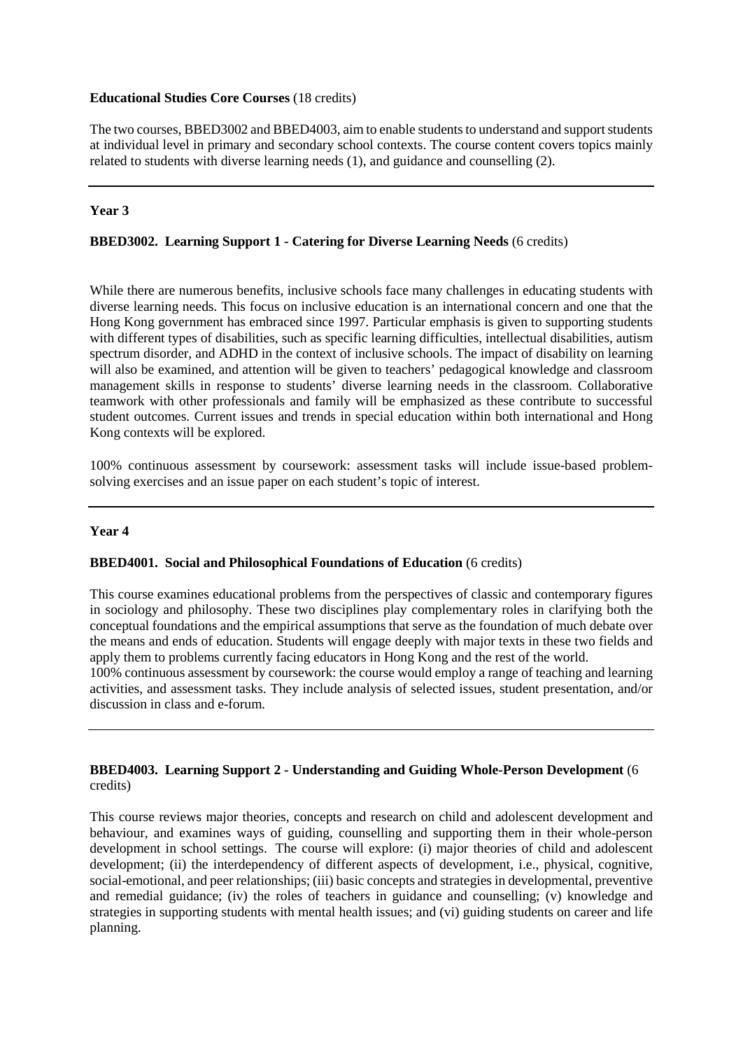**Educational Studies Core Courses** (18 credits)

The two courses, BBED3002 and BBED4003, aim to enable students to understand and support students at individual level in primary and secondary school contexts. The course content covers topics mainly related to students with diverse learning needs (1), and guidance and counselling (2).

---

**Year 3**

**BBED3002. Learning Support 1 - Catering for Diverse Learning Needs** (6 credits)

While there are numerous benefits, inclusive schools face many challenges in educating students with diverse learning needs. This focus on inclusive education is an international concern and one that the Hong Kong government has embraced since 1997. Particular emphasis is given to supporting students with different types of disabilities, such as specific learning difficulties, intellectual disabilities, autism spectrum disorder, and ADHD in the context of inclusive schools. The impact of disability on learning will also be examined, and attention will be given to teachers' pedagogical knowledge and classroom management skills in response to students' diverse learning needs in the classroom. Collaborative teamwork with other professionals and family will be emphasized as these contribute to successful student outcomes. Current issues and trends in special education within both international and Hong Kong contexts will be explored.

100% continuous assessment by coursework: assessment tasks will include issue-based problem-solving exercises and an issue paper on each student's topic of interest.

---

**Year 4**

**BBED4001. Social and Philosophical Foundations of Education** (6 credits)

This course examines educational problems from the perspectives of classic and contemporary figures in sociology and philosophy. These two disciplines play complementary roles in clarifying both the conceptual foundations and the empirical assumptions that serve as the foundation of much debate over the means and ends of education. Students will engage deeply with major texts in these two fields and apply them to problems currently facing educators in Hong Kong and the rest of the world.
100% continuous assessment by coursework: the course would employ a range of teaching and learning activities, and assessment tasks. They include analysis of selected issues, student presentation, and/or discussion in class and e-forum.

---

**BBED4003. Learning Support 2 - Understanding and Guiding Whole-Person Development** (6 credits)

This course reviews major theories, concepts and research on child and adolescent development and behaviour, and examines ways of guiding, counselling and supporting them in their whole-person development in school settings. The course will explore: (i) major theories of child and adolescent development; (ii) the interdependency of different aspects of development, i.e., physical, cognitive, social-emotional, and peer relationships; (iii) basic concepts and strategies in developmental, preventive and remedial guidance; (iv) the roles of teachers in guidance and counselling; (v) knowledge and strategies in supporting students with mental health issues; and (vi) guiding students on career and life planning.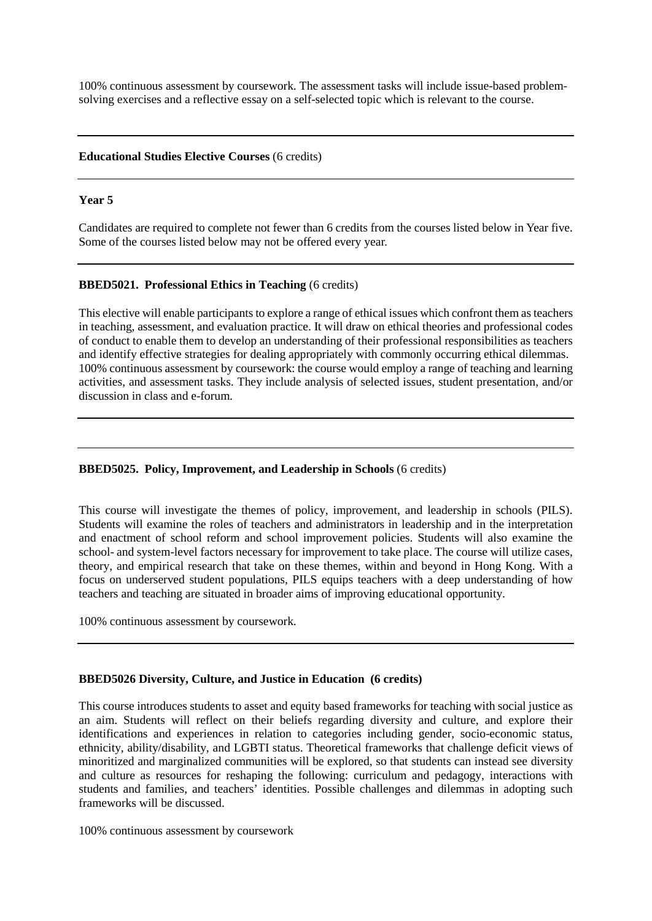100% continuous assessment by coursework. The assessment tasks will include issue-based problem-solving exercises and a reflective essay on a self-selected topic which is relevant to the course.

---

**Educational Studies Elective Courses** (6 credits)

---

**Year 5**

Candidates are required to complete not fewer than 6 credits from the courses listed below in Year five. Some of the courses listed below may not be offered every year.

---

**BBED5021. Professional Ethics in Teaching** (6 credits)

This elective will enable participants to explore a range of ethical issues which confront them as teachers in teaching, assessment, and evaluation practice. It will draw on ethical theories and professional codes of conduct to enable them to develop an understanding of their professional responsibilities as teachers and identify effective strategies for dealing appropriately with commonly occurring ethical dilemmas. 100% continuous assessment by coursework: the course would employ a range of teaching and learning activities, and assessment tasks. They include analysis of selected issues, student presentation, and/or discussion in class and e-forum.

---

**BBED5025. Policy, Improvement, and Leadership in Schools** (6 credits)

This course will investigate the themes of policy, improvement, and leadership in schools (PILS). Students will examine the roles of teachers and administrators in leadership and in the interpretation and enactment of school reform and school improvement policies. Students will also examine the school- and system-level factors necessary for improvement to take place. The course will utilize cases, theory, and empirical research that take on these themes, within and beyond in Hong Kong. With a focus on underserved student populations, PILS equips teachers with a deep understanding of how teachers and teaching are situated in broader aims of improving educational opportunity.

100% continuous assessment by coursework.

---

**BBED5026 Diversity, Culture, and Justice in Education (6 credits)**

This course introduces students to asset and equity based frameworks for teaching with social justice as an aim. Students will reflect on their beliefs regarding diversity and culture, and explore their identifications and experiences in relation to categories including gender, socio-economic status, ethnicity, ability/disability, and LGBTI status. Theoretical frameworks that challenge deficit views of minoritized and marginalized communities will be explored, so that students can instead see diversity and culture as resources for reshaping the following: curriculum and pedagogy, interactions with students and families, and teachers' identities. Possible challenges and dilemmas in adopting such frameworks will be discussed.

100% continuous assessment by coursework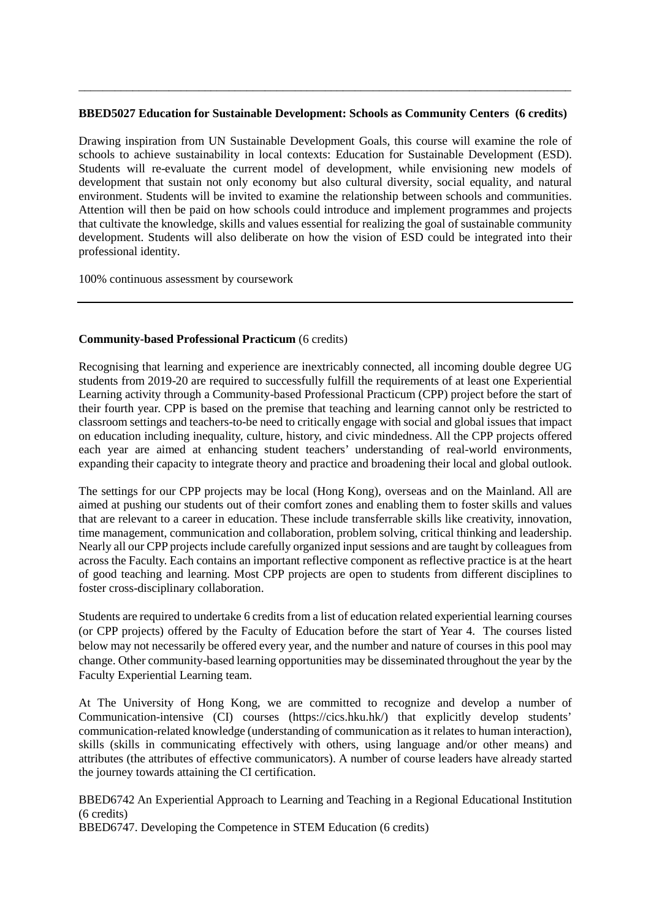---

**BBED5027 Education for Sustainable Development: Schools as Community Centers (6 credits)**

Drawing inspiration from UN Sustainable Development Goals, this course will examine the role of schools to achieve sustainability in local contexts: Education for Sustainable Development (ESD). Students will re-evaluate the current model of development, while envisioning new models of development that sustain not only economy but also cultural diversity, social equality, and natural environment. Students will be invited to examine the relationship between schools and communities. Attention will then be paid on how schools could introduce and implement programmes and projects that cultivate the knowledge, skills and values essential for realizing the goal of sustainable community development. Students will also deliberate on how the vision of ESD could be integrated into their professional identity.

100% continuous assessment by coursework

---

**Community-based Professional Practicum** (6 credits)

Recognising that learning and experience are inextricably connected, all incoming double degree UG students from 2019-20 are required to successfully fulfill the requirements of at least one Experiential Learning activity through a Community-based Professional Practicum (CPP) project before the start of their fourth year. CPP is based on the premise that teaching and learning cannot only be restricted to classroom settings and teachers-to-be need to critically engage with social and global issues that impact on education including inequality, culture, history, and civic mindedness. All the CPP projects offered each year are aimed at enhancing student teachers' understanding of real-world environments, expanding their capacity to integrate theory and practice and broadening their local and global outlook.

The settings for our CPP projects may be local (Hong Kong), overseas and on the Mainland. All are aimed at pushing our students out of their comfort zones and enabling them to foster skills and values that are relevant to a career in education. These include transferrable skills like creativity, innovation, time management, communication and collaboration, problem solving, critical thinking and leadership. Nearly all our CPP projects include carefully organized input sessions and are taught by colleagues from across the Faculty. Each contains an important reflective component as reflective practice is at the heart of good teaching and learning. Most CPP projects are open to students from different disciplines to foster cross-disciplinary collaboration.

Students are required to undertake 6 credits from a list of education related experiential learning courses (or CPP projects) offered by the Faculty of Education before the start of Year 4. The courses listed below may not necessarily be offered every year, and the number and nature of courses in this pool may change. Other community-based learning opportunities may be disseminated throughout the year by the Faculty Experiential Learning team.

At The University of Hong Kong, we are committed to recognize and develop a number of Communication-intensive (CI) courses (https://cics.hku.hk/) that explicitly develop students' communication-related knowledge (understanding of communication as it relates to human interaction), skills (skills in communicating effectively with others, using language and/or other means) and attributes (the attributes of effective communicators). A number of course leaders have already started the journey towards attaining the CI certification.

BBED6742 An Experiential Approach to Learning and Teaching in a Regional Educational Institution (6 credits)
BBED6747. Developing the Competence in STEM Education (6 credits)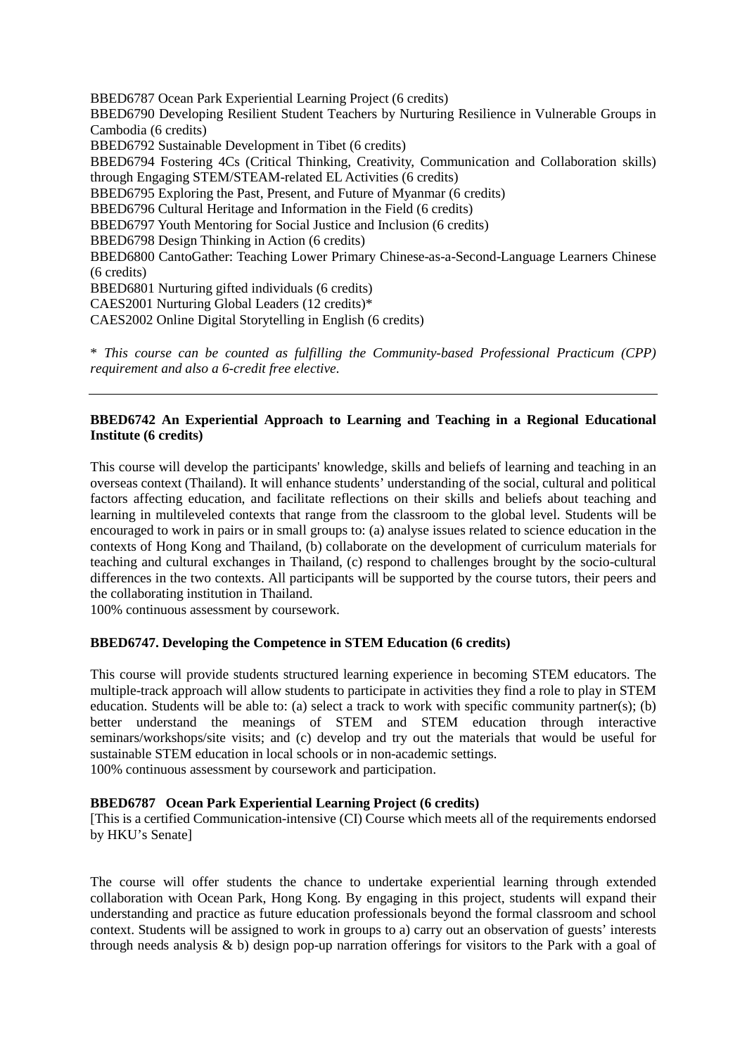BBED6787 Ocean Park Experiential Learning Project (6 credits)
BBED6790 Developing Resilient Student Teachers by Nurturing Resilience in Vulnerable Groups in Cambodia (6 credits)
BBED6792 Sustainable Development in Tibet (6 credits)
BBED6794 Fostering 4Cs (Critical Thinking, Creativity, Communication and Collaboration skills) through Engaging STEM/STEAM-related EL Activities (6 credits)
BBED6795 Exploring the Past, Present, and Future of Myanmar (6 credits)
BBED6796 Cultural Heritage and Information in the Field (6 credits)
BBED6797 Youth Mentoring for Social Justice and Inclusion (6 credits)
BBED6798 Design Thinking in Action (6 credits)
BBED6800 CantoGather: Teaching Lower Primary Chinese-as-a-Second-Language Learners Chinese (6 credits)
BBED6801 Nurturing gifted individuals (6 credits)
CAES2001 Nurturing Global Leaders (12 credits)*
CAES2002 Online Digital Storytelling in English (6 credits)

*\* This course can be counted as fulfilling the Community-based Professional Practicum (CPP) requirement and also a 6-credit free elective.*

---

**BBED6742 An Experiential Approach to Learning and Teaching in a Regional Educational Institute (6 credits)**

This course will develop the participants' knowledge, skills and beliefs of learning and teaching in an overseas context (Thailand). It will enhance students' understanding of the social, cultural and political factors affecting education, and facilitate reflections on their skills and beliefs about teaching and learning in multileveled contexts that range from the classroom to the global level. Students will be encouraged to work in pairs or in small groups to: (a) analyse issues related to science education in the contexts of Hong Kong and Thailand, (b) collaborate on the development of curriculum materials for teaching and cultural exchanges in Thailand, (c) respond to challenges brought by the socio-cultural differences in the two contexts. All participants will be supported by the course tutors, their peers and the collaborating institution in Thailand.
100% continuous assessment by coursework.

**BBED6747. Developing the Competence in STEM Education (6 credits)**

This course will provide students structured learning experience in becoming STEM educators. The multiple-track approach will allow students to participate in activities they find a role to play in STEM education. Students will be able to: (a) select a track to work with specific community partner(s); (b) better understand the meanings of STEM and STEM education through interactive seminars/workshops/site visits; and (c) develop and try out the materials that would be useful for sustainable STEM education in local schools or in non-academic settings.
100% continuous assessment by coursework and participation.

**BBED6787 Ocean Park Experiential Learning Project (6 credits)**
[This is a certified Communication-intensive (CI) Course which meets all of the requirements endorsed by HKU's Senate]

The course will offer students the chance to undertake experiential learning through extended collaboration with Ocean Park, Hong Kong. By engaging in this project, students will expand their understanding and practice as future education professionals beyond the formal classroom and school context. Students will be assigned to work in groups to a) carry out an observation of guests' interests through needs analysis & b) design pop-up narration offerings for visitors to the Park with a goal of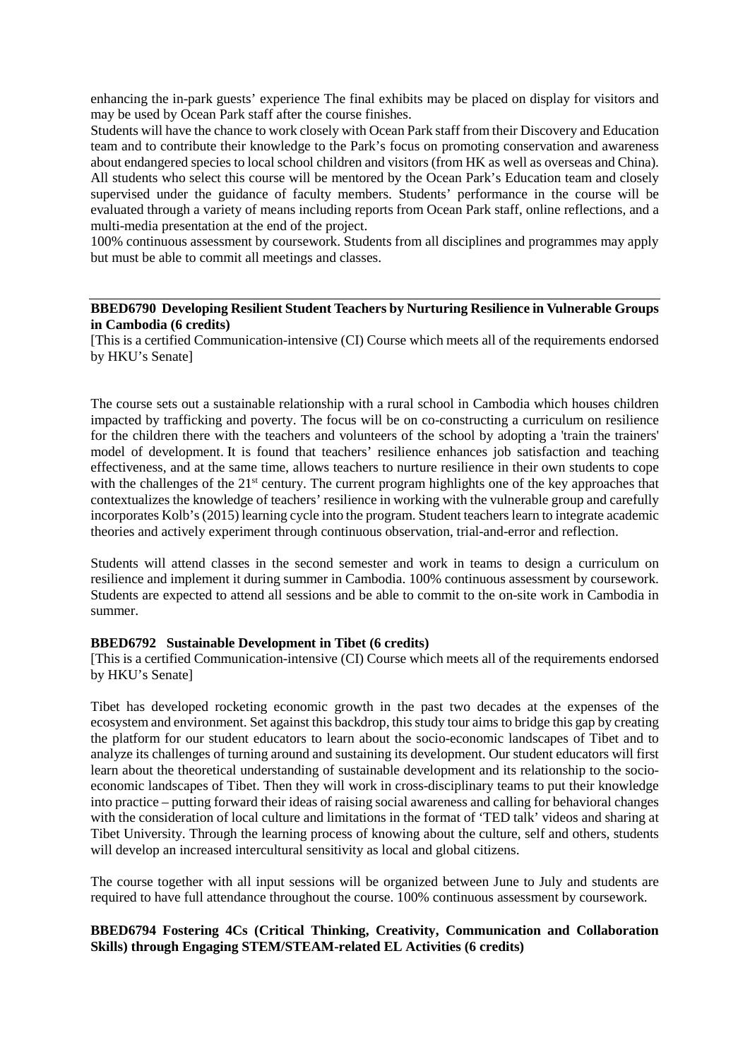enhancing the in-park guests' experience The final exhibits may be placed on display for visitors and may be used by Ocean Park staff after the course finishes.

Students will have the chance to work closely with Ocean Park staff from their Discovery and Education team and to contribute their knowledge to the Park's focus on promoting conservation and awareness about endangered species to local school children and visitors (from HK as well as overseas and China). All students who select this course will be mentored by the Ocean Park's Education team and closely supervised under the guidance of faculty members. Students' performance in the course will be evaluated through a variety of means including reports from Ocean Park staff, online reflections, and a multi-media presentation at the end of the project.

100% continuous assessment by coursework. Students from all disciplines and programmes may apply but must be able to commit all meetings and classes.

---

**BBED6790 Developing Resilient Student Teachers by Nurturing Resilience in Vulnerable Groups in Cambodia (6 credits)**

[This is a certified Communication-intensive (CI) Course which meets all of the requirements endorsed by HKU's Senate]

The course sets out a sustainable relationship with a rural school in Cambodia which houses children impacted by trafficking and poverty. The focus will be on co-constructing a curriculum on resilience for the children there with the teachers and volunteers of the school by adopting a 'train the trainers' model of development. It is found that teachers' resilience enhances job satisfaction and teaching effectiveness, and at the same time, allows teachers to nurture resilience in their own students to cope with the challenges of the 21st century. The current program highlights one of the key approaches that contextualizes the knowledge of teachers' resilience in working with the vulnerable group and carefully incorporates Kolb's (2015) learning cycle into the program. Student teachers learn to integrate academic theories and actively experiment through continuous observation, trial-and-error and reflection.

Students will attend classes in the second semester and work in teams to design a curriculum on resilience and implement it during summer in Cambodia. 100% continuous assessment by coursework. Students are expected to attend all sessions and be able to commit to the on-site work in Cambodia in summer.

**BBED6792 Sustainable Development in Tibet (6 credits)**

[This is a certified Communication-intensive (CI) Course which meets all of the requirements endorsed by HKU's Senate]

Tibet has developed rocketing economic growth in the past two decades at the expenses of the ecosystem and environment. Set against this backdrop, this study tour aims to bridge this gap by creating the platform for our student educators to learn about the socio-economic landscapes of Tibet and to analyze its challenges of turning around and sustaining its development. Our student educators will first learn about the theoretical understanding of sustainable development and its relationship to the socio-economic landscapes of Tibet. Then they will work in cross-disciplinary teams to put their knowledge into practice – putting forward their ideas of raising social awareness and calling for behavioral changes with the consideration of local culture and limitations in the format of 'TED talk' videos and sharing at Tibet University. Through the learning process of knowing about the culture, self and others, students will develop an increased intercultural sensitivity as local and global citizens.

The course together with all input sessions will be organized between June to July and students are required to have full attendance throughout the course. 100% continuous assessment by coursework.

**BBED6794 Fostering 4Cs (Critical Thinking, Creativity, Communication and Collaboration Skills) through Engaging STEM/STEAM-related EL Activities (6 credits)**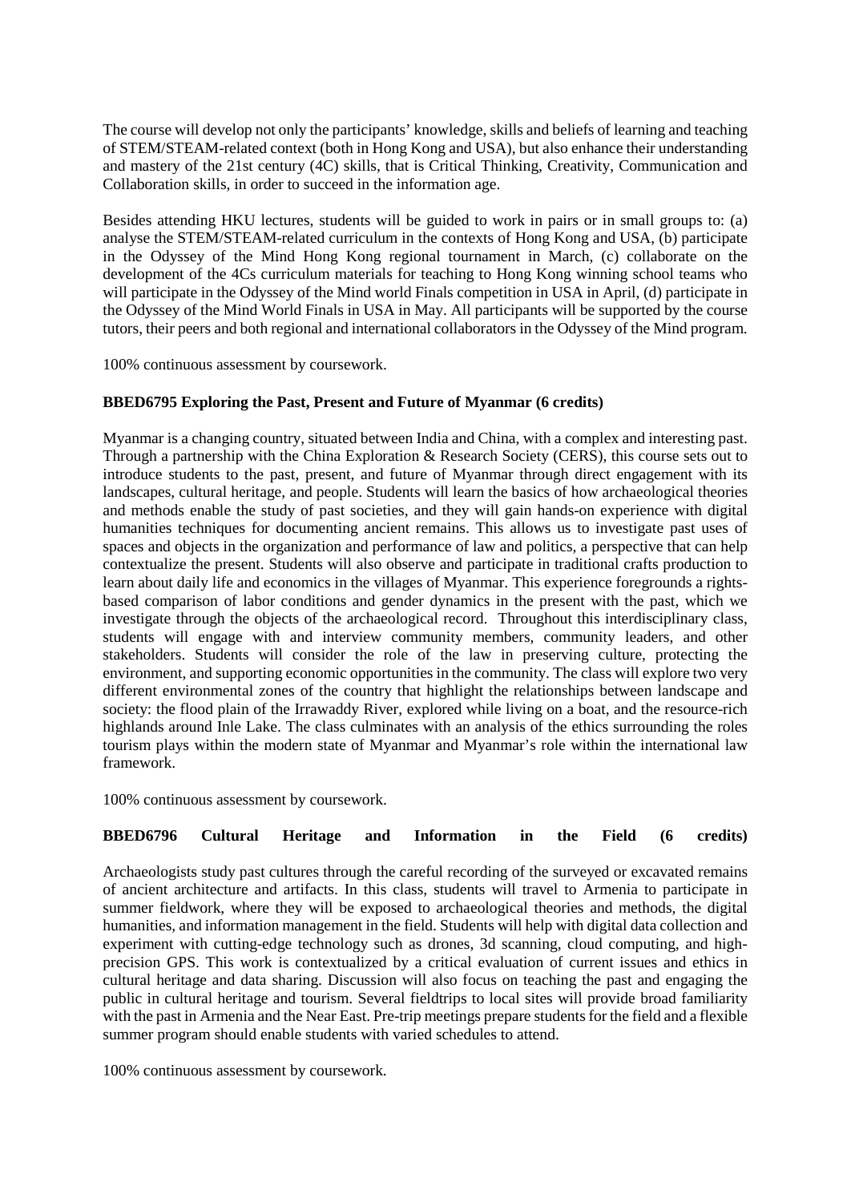The course will develop not only the participants' knowledge, skills and beliefs of learning and teaching of STEM/STEAM-related context (both in Hong Kong and USA), but also enhance their understanding and mastery of the 21st century (4C) skills, that is Critical Thinking, Creativity, Communication and Collaboration skills, in order to succeed in the information age.

Besides attending HKU lectures, students will be guided to work in pairs or in small groups to: (a) analyse the STEM/STEAM-related curriculum in the contexts of Hong Kong and USA, (b) participate in the Odyssey of the Mind Hong Kong regional tournament in March, (c) collaborate on the development of the 4Cs curriculum materials for teaching to Hong Kong winning school teams who will participate in the Odyssey of the Mind world Finals competition in USA in April, (d) participate in the Odyssey of the Mind World Finals in USA in May. All participants will be supported by the course tutors, their peers and both regional and international collaborators in the Odyssey of the Mind program.

100% continuous assessment by coursework.

**BBED6795 Exploring the Past, Present and Future of Myanmar (6 credits)**

Myanmar is a changing country, situated between India and China, with a complex and interesting past. Through a partnership with the China Exploration & Research Society (CERS), this course sets out to introduce students to the past, present, and future of Myanmar through direct engagement with its landscapes, cultural heritage, and people. Students will learn the basics of how archaeological theories and methods enable the study of past societies, and they will gain hands-on experience with digital humanities techniques for documenting ancient remains. This allows us to investigate past uses of spaces and objects in the organization and performance of law and politics, a perspective that can help contextualize the present. Students will also observe and participate in traditional crafts production to learn about daily life and economics in the villages of Myanmar. This experience foregrounds a rights-based comparison of labor conditions and gender dynamics in the present with the past, which we investigate through the objects of the archaeological record. Throughout this interdisciplinary class, students will engage with and interview community members, community leaders, and other stakeholders. Students will consider the role of the law in preserving culture, protecting the environment, and supporting economic opportunities in the community. The class will explore two very different environmental zones of the country that highlight the relationships between landscape and society: the flood plain of the Irrawaddy River, explored while living on a boat, and the resource-rich highlands around Inle Lake. The class culminates with an analysis of the ethics surrounding the roles tourism plays within the modern state of Myanmar and Myanmar's role within the international law framework.

100% continuous assessment by coursework.

**BBED6796 Cultural Heritage and Information in the Field (6 credits)**

Archaeologists study past cultures through the careful recording of the surveyed or excavated remains of ancient architecture and artifacts. In this class, students will travel to Armenia to participate in summer fieldwork, where they will be exposed to archaeological theories and methods, the digital humanities, and information management in the field. Students will help with digital data collection and experiment with cutting-edge technology such as drones, 3d scanning, cloud computing, and high-precision GPS. This work is contextualized by a critical evaluation of current issues and ethics in cultural heritage and data sharing. Discussion will also focus on teaching the past and engaging the public in cultural heritage and tourism. Several fieldtrips to local sites will provide broad familiarity with the past in Armenia and the Near East. Pre-trip meetings prepare students for the field and a flexible summer program should enable students with varied schedules to attend.

100% continuous assessment by coursework.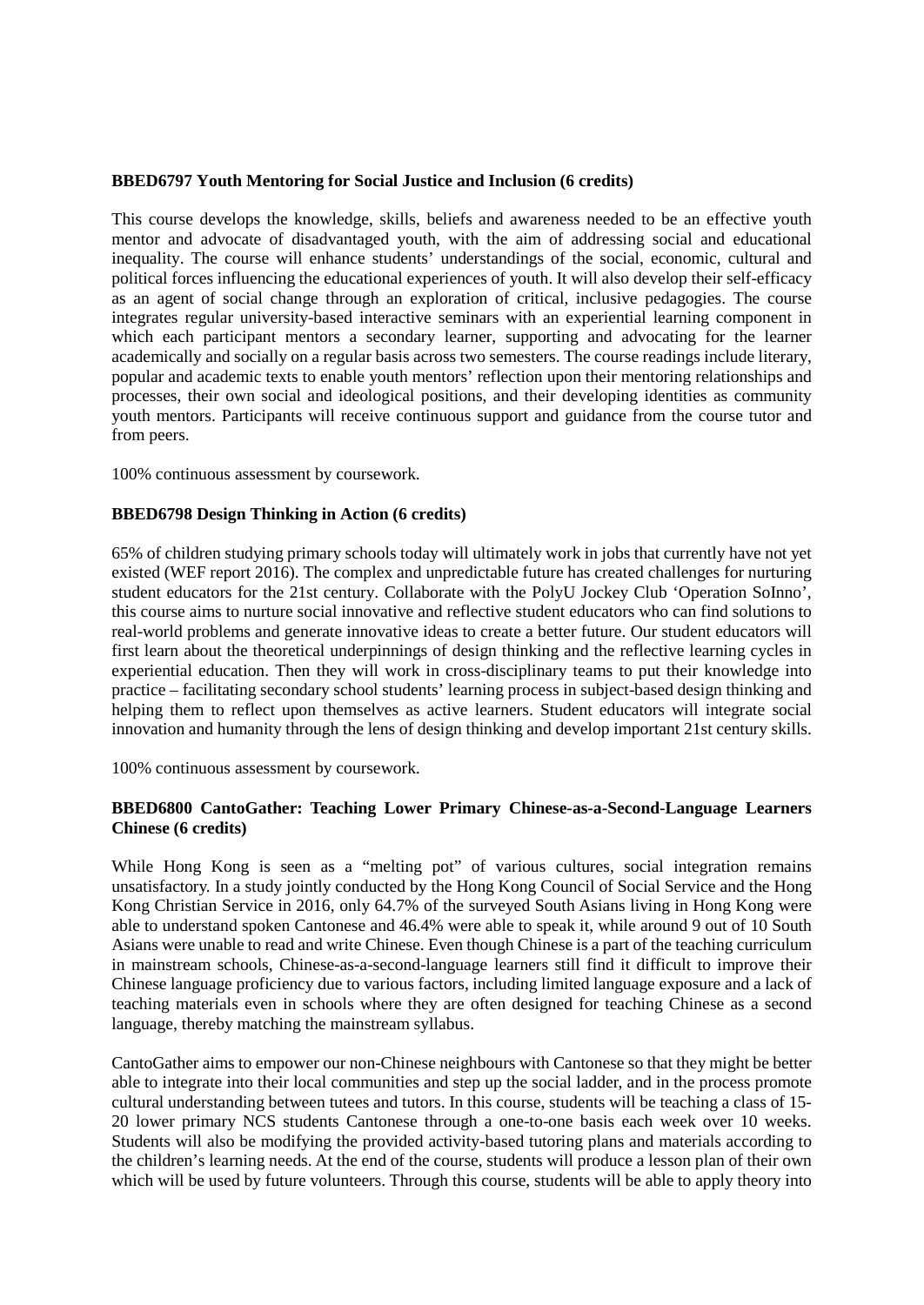**BBED6797 Youth Mentoring for Social Justice and Inclusion (6 credits)**

This course develops the knowledge, skills, beliefs and awareness needed to be an effective youth mentor and advocate of disadvantaged youth, with the aim of addressing social and educational inequality. The course will enhance students' understandings of the social, economic, cultural and political forces influencing the educational experiences of youth. It will also develop their self-efficacy as an agent of social change through an exploration of critical, inclusive pedagogies. The course integrates regular university-based interactive seminars with an experiential learning component in which each participant mentors a secondary learner, supporting and advocating for the learner academically and socially on a regular basis across two semesters. The course readings include literary, popular and academic texts to enable youth mentors' reflection upon their mentoring relationships and processes, their own social and ideological positions, and their developing identities as community youth mentors. Participants will receive continuous support and guidance from the course tutor and from peers.

100% continuous assessment by coursework.

**BBED6798 Design Thinking in Action (6 credits)**

65% of children studying primary schools today will ultimately work in jobs that currently have not yet existed (WEF report 2016). The complex and unpredictable future has created challenges for nurturing student educators for the 21st century. Collaborate with the PolyU Jockey Club 'Operation SoInno', this course aims to nurture social innovative and reflective student educators who can find solutions to real-world problems and generate innovative ideas to create a better future. Our student educators will first learn about the theoretical underpinnings of design thinking and the reflective learning cycles in experiential education. Then they will work in cross-disciplinary teams to put their knowledge into practice – facilitating secondary school students' learning process in subject-based design thinking and helping them to reflect upon themselves as active learners. Student educators will integrate social innovation and humanity through the lens of design thinking and develop important 21st century skills.

100% continuous assessment by coursework.

**BBED6800 CantoGather: Teaching Lower Primary Chinese-as-a-Second-Language Learners Chinese (6 credits)**

While Hong Kong is seen as a "melting pot" of various cultures, social integration remains unsatisfactory. In a study jointly conducted by the Hong Kong Council of Social Service and the Hong Kong Christian Service in 2016, only 64.7% of the surveyed South Asians living in Hong Kong were able to understand spoken Cantonese and 46.4% were able to speak it, while around 9 out of 10 South Asians were unable to read and write Chinese. Even though Chinese is a part of the teaching curriculum in mainstream schools, Chinese-as-a-second-language learners still find it difficult to improve their Chinese language proficiency due to various factors, including limited language exposure and a lack of teaching materials even in schools where they are often designed for teaching Chinese as a second language, thereby matching the mainstream syllabus.

CantoGather aims to empower our non-Chinese neighbours with Cantonese so that they might be better able to integrate into their local communities and step up the social ladder, and in the process promote cultural understanding between tutees and tutors. In this course, students will be teaching a class of 15-20 lower primary NCS students Cantonese through a one-to-one basis each week over 10 weeks. Students will also be modifying the provided activity-based tutoring plans and materials according to the children's learning needs. At the end of the course, students will produce a lesson plan of their own which will be used by future volunteers. Through this course, students will be able to apply theory into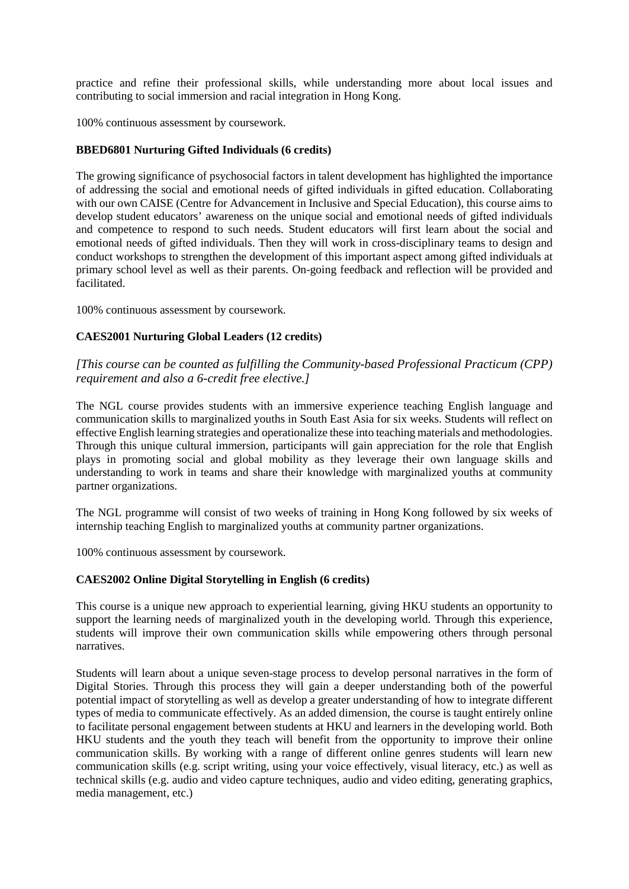practice and refine their professional skills, while understanding more about local issues and contributing to social immersion and racial integration in Hong Kong.

100% continuous assessment by coursework.

**BBED6801 Nurturing Gifted Individuals (6 credits)**

The growing significance of psychosocial factors in talent development has highlighted the importance of addressing the social and emotional needs of gifted individuals in gifted education. Collaborating with our own CAISE (Centre for Advancement in Inclusive and Special Education), this course aims to develop student educators' awareness on the unique social and emotional needs of gifted individuals and competence to respond to such needs. Student educators will first learn about the social and emotional needs of gifted individuals. Then they will work in cross-disciplinary teams to design and conduct workshops to strengthen the development of this important aspect among gifted individuals at primary school level as well as their parents. On-going feedback and reflection will be provided and facilitated.

100% continuous assessment by coursework.

**CAES2001 Nurturing Global Leaders (12 credits)**

*[This course can be counted as fulfilling the Community-based Professional Practicum (CPP) requirement and also a 6-credit free elective.]*

The NGL course provides students with an immersive experience teaching English language and communication skills to marginalized youths in South East Asia for six weeks. Students will reflect on effective English learning strategies and operationalize these into teaching materials and methodologies. Through this unique cultural immersion, participants will gain appreciation for the role that English plays in promoting social and global mobility as they leverage their own language skills and understanding to work in teams and share their knowledge with marginalized youths at community partner organizations.

The NGL programme will consist of two weeks of training in Hong Kong followed by six weeks of internship teaching English to marginalized youths at community partner organizations.

100% continuous assessment by coursework.

**CAES2002 Online Digital Storytelling in English (6 credits)**

This course is a unique new approach to experiential learning, giving HKU students an opportunity to support the learning needs of marginalized youth in the developing world. Through this experience, students will improve their own communication skills while empowering others through personal narratives.

Students will learn about a unique seven-stage process to develop personal narratives in the form of Digital Stories. Through this process they will gain a deeper understanding both of the powerful potential impact of storytelling as well as develop a greater understanding of how to integrate different types of media to communicate effectively. As an added dimension, the course is taught entirely online to facilitate personal engagement between students at HKU and learners in the developing world. Both HKU students and the youth they teach will benefit from the opportunity to improve their online communication skills. By working with a range of different online genres students will learn new communication skills (e.g. script writing, using your voice effectively, visual literacy, etc.) as well as technical skills (e.g. audio and video capture techniques, audio and video editing, generating graphics, media management, etc.)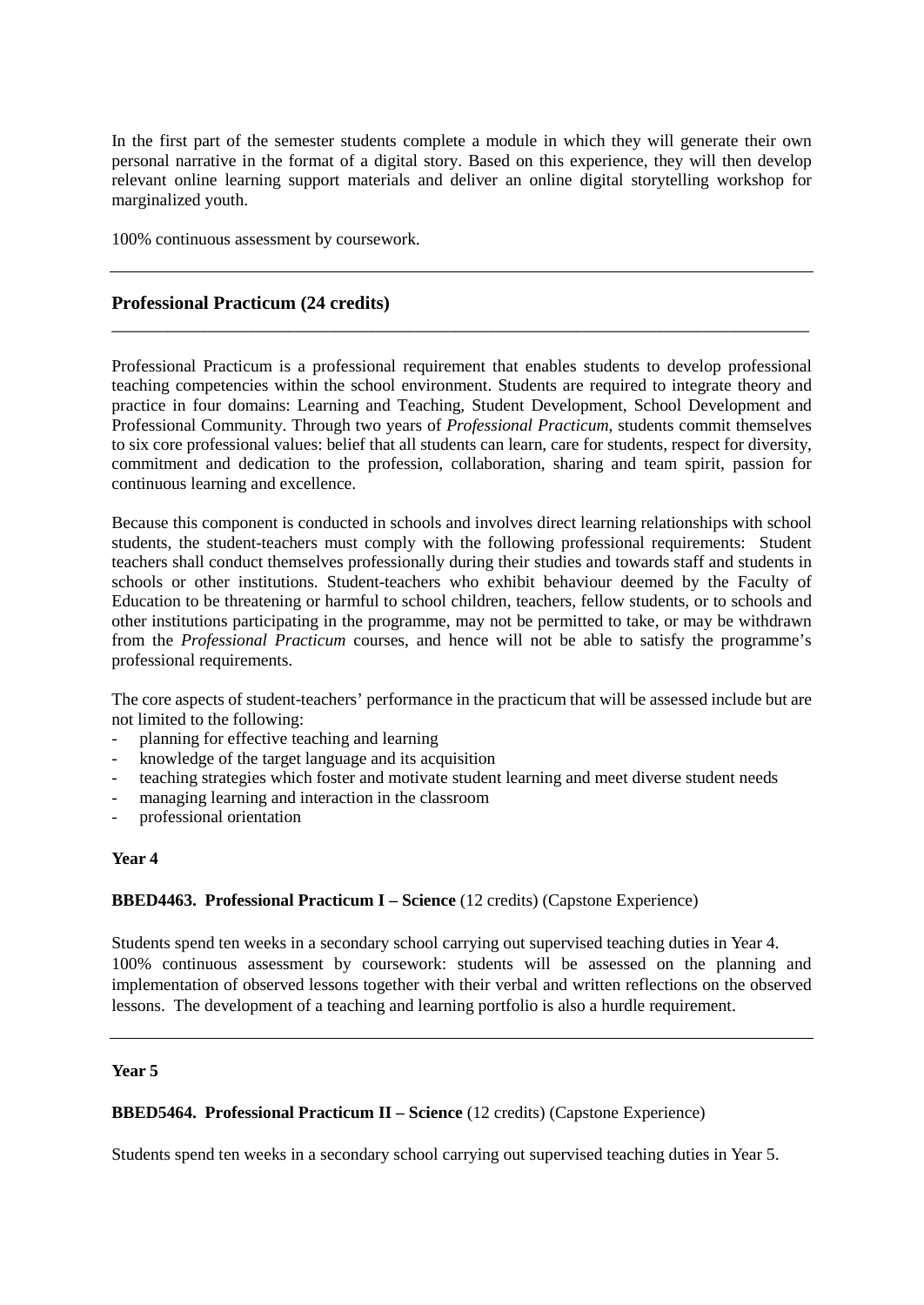In the first part of the semester students complete a module in which they will generate their own personal narrative in the format of a digital story. Based on this experience, they will then develop relevant online learning support materials and deliver an online digital storytelling workshop for marginalized youth.

100% continuous assessment by coursework.

---

## Professional Practicum (24 credits)

---

Professional Practicum is a professional requirement that enables students to develop professional teaching competencies within the school environment. Students are required to integrate theory and practice in four domains: Learning and Teaching, Student Development, School Development and Professional Community. Through two years of *Professional Practicum*, students commit themselves to six core professional values: belief that all students can learn, care for students, respect for diversity, commitment and dedication to the profession, collaboration, sharing and team spirit, passion for continuous learning and excellence.

Because this component is conducted in schools and involves direct learning relationships with school students, the student-teachers must comply with the following professional requirements: Student teachers shall conduct themselves professionally during their studies and towards staff and students in schools or other institutions. Student-teachers who exhibit behaviour deemed by the Faculty of Education to be threatening or harmful to school children, teachers, fellow students, or to schools and other institutions participating in the programme, may not be permitted to take, or may be withdrawn from the *Professional Practicum* courses, and hence will not be able to satisfy the programme's professional requirements.

The core aspects of student-teachers' performance in the practicum that will be assessed include but are not limited to the following:

- planning for effective teaching and learning
- knowledge of the target language and its acquisition
- teaching strategies which foster and motivate student learning and meet diverse student needs
- managing learning and interaction in the classroom
- professional orientation

**Year 4**

**BBED4463. Professional Practicum I – Science** (12 credits) (Capstone Experience)

Students spend ten weeks in a secondary school carrying out supervised teaching duties in Year 4.
100% continuous assessment by coursework: students will be assessed on the planning and implementation of observed lessons together with their verbal and written reflections on the observed lessons. The development of a teaching and learning portfolio is also a hurdle requirement.

---

**Year 5**

**BBED5464. Professional Practicum II – Science** (12 credits) (Capstone Experience)

Students spend ten weeks in a secondary school carrying out supervised teaching duties in Year 5.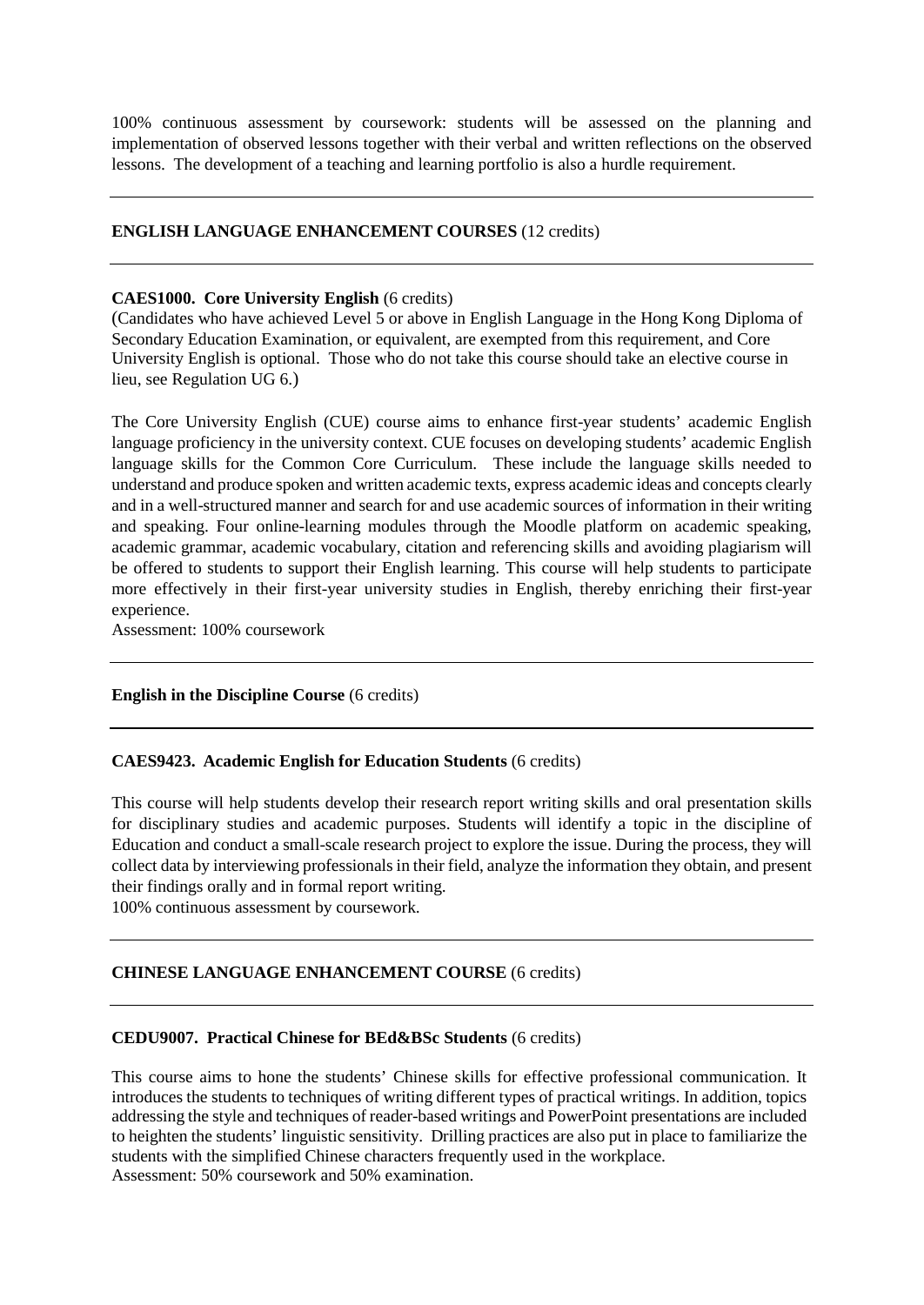100% continuous assessment by coursework: students will be assessed on the planning and implementation of observed lessons together with their verbal and written reflections on the observed lessons. The development of a teaching and learning portfolio is also a hurdle requirement.

---

**ENGLISH LANGUAGE ENHANCEMENT COURSES** (12 credits)

---

**CAES1000. Core University English** (6 credits)
(Candidates who have achieved Level 5 or above in English Language in the Hong Kong Diploma of Secondary Education Examination, or equivalent, are exempted from this requirement, and Core University English is optional. Those who do not take this course should take an elective course in lieu, see Regulation UG 6.)

The Core University English (CUE) course aims to enhance first-year students' academic English language proficiency in the university context. CUE focuses on developing students' academic English language skills for the Common Core Curriculum. These include the language skills needed to understand and produce spoken and written academic texts, express academic ideas and concepts clearly and in a well-structured manner and search for and use academic sources of information in their writing and speaking. Four online-learning modules through the Moodle platform on academic speaking, academic grammar, academic vocabulary, citation and referencing skills and avoiding plagiarism will be offered to students to support their English learning. This course will help students to participate more effectively in their first-year university studies in English, thereby enriching their first-year experience.
Assessment: 100% coursework

---

**English in the Discipline Course** (6 credits)

---

**CAES9423. Academic English for Education Students** (6 credits)

This course will help students develop their research report writing skills and oral presentation skills for disciplinary studies and academic purposes. Students will identify a topic in the discipline of Education and conduct a small-scale research project to explore the issue. During the process, they will collect data by interviewing professionals in their field, analyze the information they obtain, and present their findings orally and in formal report writing.
100% continuous assessment by coursework.

---

**CHINESE LANGUAGE ENHANCEMENT COURSE** (6 credits)

---

**CEDU9007. Practical Chinese for BEd&BSc Students** (6 credits)

This course aims to hone the students' Chinese skills for effective professional communication. It introduces the students to techniques of writing different types of practical writings. In addition, topics addressing the style and techniques of reader-based writings and PowerPoint presentations are included to heighten the students' linguistic sensitivity. Drilling practices are also put in place to familiarize the students with the simplified Chinese characters frequently used in the workplace.
Assessment: 50% coursework and 50% examination.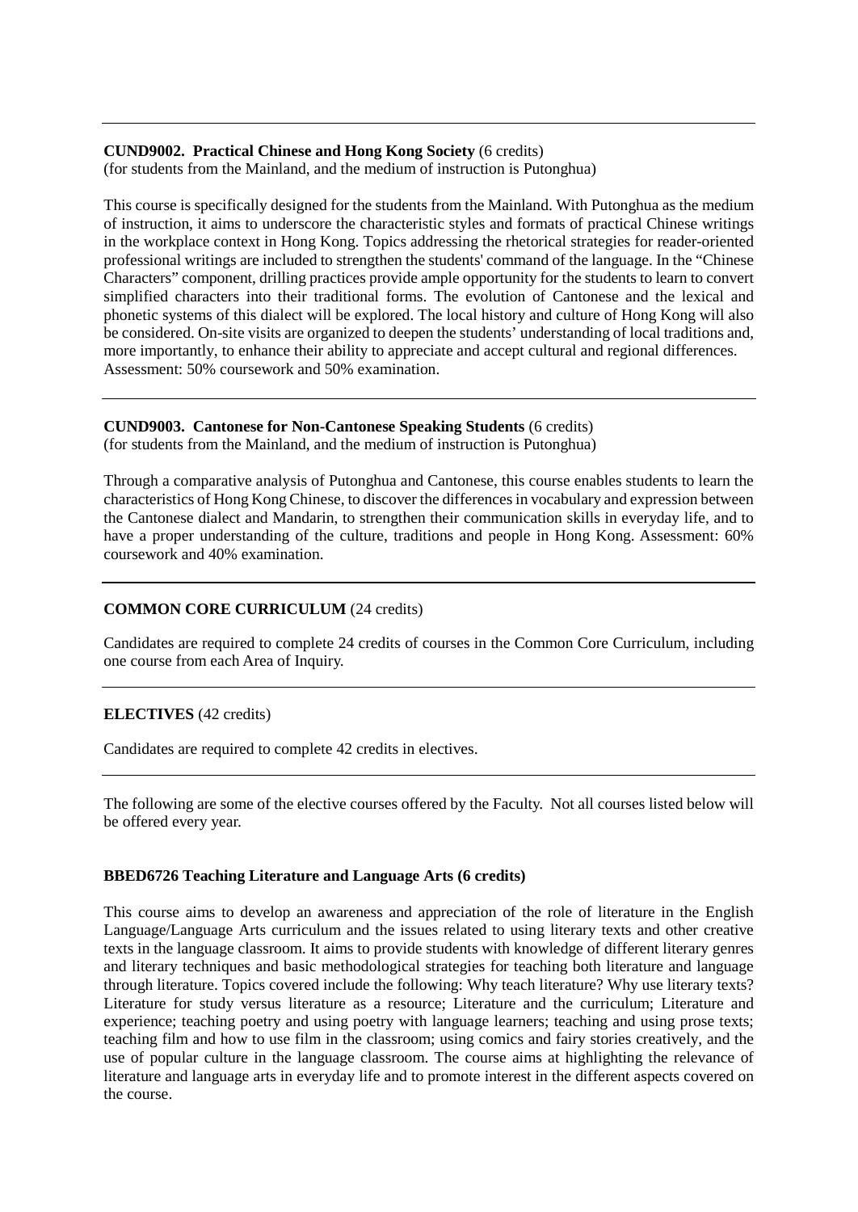**CUND9002. Practical Chinese and Hong Kong Society** (6 credits)
(for students from the Mainland, and the medium of instruction is Putonghua)

This course is specifically designed for the students from the Mainland. With Putonghua as the medium of instruction, it aims to underscore the characteristic styles and formats of practical Chinese writings in the workplace context in Hong Kong. Topics addressing the rhetorical strategies for reader-oriented professional writings are included to strengthen the students' command of the language. In the "Chinese Characters" component, drilling practices provide ample opportunity for the students to learn to convert simplified characters into their traditional forms. The evolution of Cantonese and the lexical and phonetic systems of this dialect will be explored. The local history and culture of Hong Kong will also be considered. On-site visits are organized to deepen the students' understanding of local traditions and, more importantly, to enhance their ability to appreciate and accept cultural and regional differences. Assessment: 50% coursework and 50% examination.

---

**CUND9003. Cantonese for Non-Cantonese Speaking Students** (6 credits)
(for students from the Mainland, and the medium of instruction is Putonghua)

Through a comparative analysis of Putonghua and Cantonese, this course enables students to learn the characteristics of Hong Kong Chinese, to discover the differences in vocabulary and expression between the Cantonese dialect and Mandarin, to strengthen their communication skills in everyday life, and to have a proper understanding of the culture, traditions and people in Hong Kong. Assessment: 60% coursework and 40% examination.

---

**COMMON CORE CURRICULUM** (24 credits)

Candidates are required to complete 24 credits of courses in the Common Core Curriculum, including one course from each Area of Inquiry.

---

**ELECTIVES** (42 credits)

Candidates are required to complete 42 credits in electives.

---

The following are some of the elective courses offered by the Faculty. Not all courses listed below will be offered every year.

**BBED6726 Teaching Literature and Language Arts (6 credits)**

This course aims to develop an awareness and appreciation of the role of literature in the English Language/Language Arts curriculum and the issues related to using literary texts and other creative texts in the language classroom. It aims to provide students with knowledge of different literary genres and literary techniques and basic methodological strategies for teaching both literature and language through literature. Topics covered include the following: Why teach literature? Why use literary texts? Literature for study versus literature as a resource; Literature and the curriculum; Literature and experience; teaching poetry and using poetry with language learners; teaching and using prose texts; teaching film and how to use film in the classroom; using comics and fairy stories creatively, and the use of popular culture in the language classroom. The course aims at highlighting the relevance of literature and language arts in everyday life and to promote interest in the different aspects covered on the course.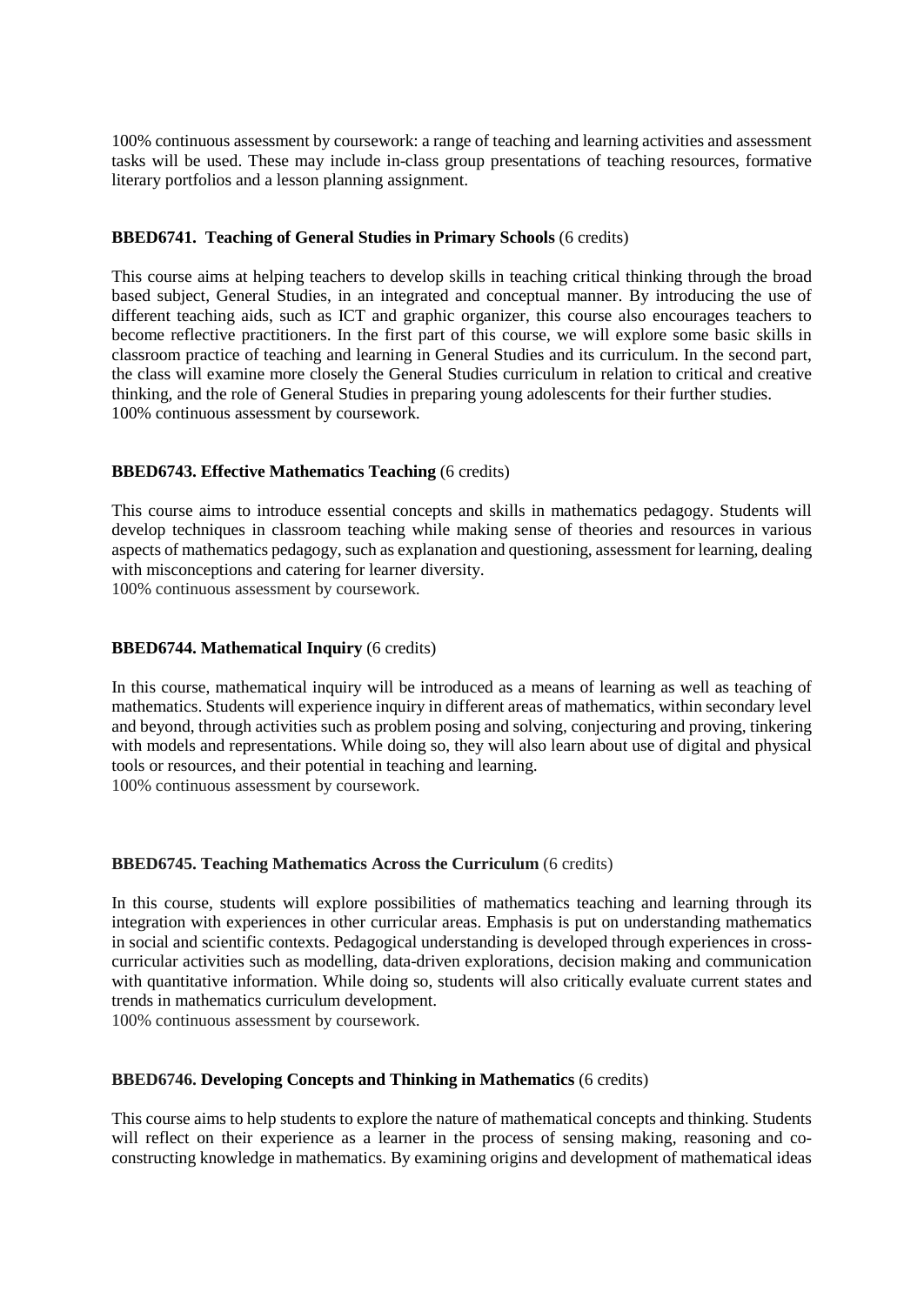100% continuous assessment by coursework: a range of teaching and learning activities and assessment tasks will be used. These may include in-class group presentations of teaching resources, formative literary portfolios and a lesson planning assignment.

**BBED6741. Teaching of General Studies in Primary Schools** (6 credits)

This course aims at helping teachers to develop skills in teaching critical thinking through the broad based subject, General Studies, in an integrated and conceptual manner. By introducing the use of different teaching aids, such as ICT and graphic organizer, this course also encourages teachers to become reflective practitioners. In the first part of this course, we will explore some basic skills in classroom practice of teaching and learning in General Studies and its curriculum. In the second part, the class will examine more closely the General Studies curriculum in relation to critical and creative thinking, and the role of General Studies in preparing young adolescents for their further studies.
100% continuous assessment by coursework.

**BBED6743. Effective Mathematics Teaching** (6 credits)

This course aims to introduce essential concepts and skills in mathematics pedagogy. Students will develop techniques in classroom teaching while making sense of theories and resources in various aspects of mathematics pedagogy, such as explanation and questioning, assessment for learning, dealing with misconceptions and catering for learner diversity.
100% continuous assessment by coursework.

**BBED6744. Mathematical Inquiry** (6 credits)

In this course, mathematical inquiry will be introduced as a means of learning as well as teaching of mathematics. Students will experience inquiry in different areas of mathematics, within secondary level and beyond, through activities such as problem posing and solving, conjecturing and proving, tinkering with models and representations. While doing so, they will also learn about use of digital and physical tools or resources, and their potential in teaching and learning.
100% continuous assessment by coursework.

**BBED6745. Teaching Mathematics Across the Curriculum** (6 credits)

In this course, students will explore possibilities of mathematics teaching and learning through its integration with experiences in other curricular areas. Emphasis is put on understanding mathematics in social and scientific contexts. Pedagogical understanding is developed through experiences in cross-curricular activities such as modelling, data-driven explorations, decision making and communication with quantitative information. While doing so, students will also critically evaluate current states and trends in mathematics curriculum development.
100% continuous assessment by coursework.

**BBED6746. Developing Concepts and Thinking in Mathematics** (6 credits)

This course aims to help students to explore the nature of mathematical concepts and thinking. Students will reflect on their experience as a learner in the process of sensing making, reasoning and co-constructing knowledge in mathematics. By examining origins and development of mathematical ideas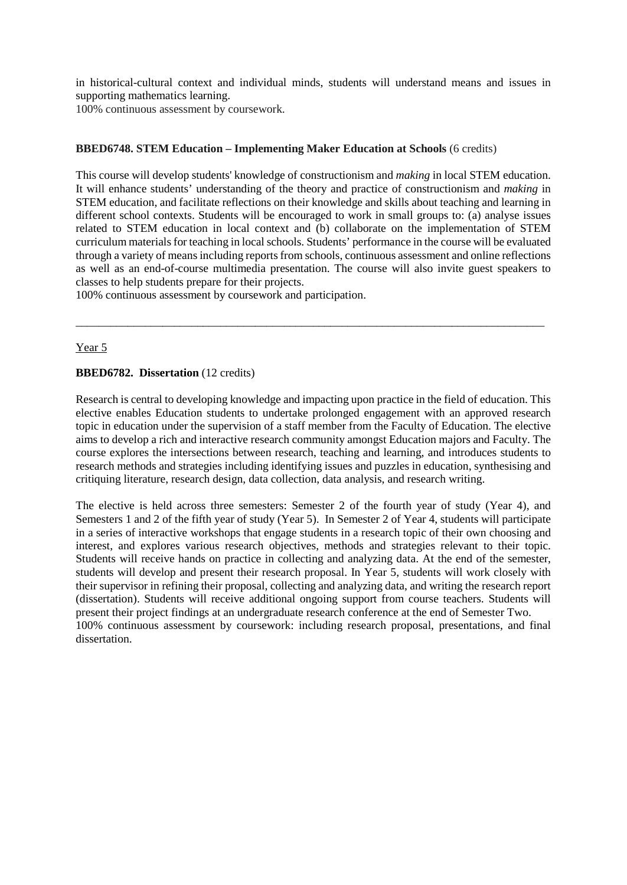in historical-cultural context and individual minds, students will understand means and issues in supporting mathematics learning.
100% continuous assessment by coursework.

**BBED6748. STEM Education – Implementing Maker Education at Schools** (6 credits)

This course will develop students' knowledge of constructionism and *making* in local STEM education. It will enhance students' understanding of the theory and practice of constructionism and *making* in STEM education, and facilitate reflections on their knowledge and skills about teaching and learning in different school contexts. Students will be encouraged to work in small groups to: (a) analyse issues related to STEM education in local context and (b) collaborate on the implementation of STEM curriculum materials for teaching in local schools. Students' performance in the course will be evaluated through a variety of means including reports from schools, continuous assessment and online reflections as well as an end-of-course multimedia presentation. The course will also invite guest speakers to classes to help students prepare for their projects.
100% continuous assessment by coursework and participation.

---

Year 5

**BBED6782. Dissertation** (12 credits)

Research is central to developing knowledge and impacting upon practice in the field of education. This elective enables Education students to undertake prolonged engagement with an approved research topic in education under the supervision of a staff member from the Faculty of Education. The elective aims to develop a rich and interactive research community amongst Education majors and Faculty. The course explores the intersections between research, teaching and learning, and introduces students to research methods and strategies including identifying issues and puzzles in education, synthesising and critiquing literature, research design, data collection, data analysis, and research writing.

The elective is held across three semesters: Semester 2 of the fourth year of study (Year 4), and Semesters 1 and 2 of the fifth year of study (Year 5). In Semester 2 of Year 4, students will participate in a series of interactive workshops that engage students in a research topic of their own choosing and interest, and explores various research objectives, methods and strategies relevant to their topic. Students will receive hands on practice in collecting and analyzing data. At the end of the semester, students will develop and present their research proposal. In Year 5, students will work closely with their supervisor in refining their proposal, collecting and analyzing data, and writing the research report (dissertation). Students will receive additional ongoing support from course teachers. Students will present their project findings at an undergraduate research conference at the end of Semester Two.
100% continuous assessment by coursework: including research proposal, presentations, and final dissertation.